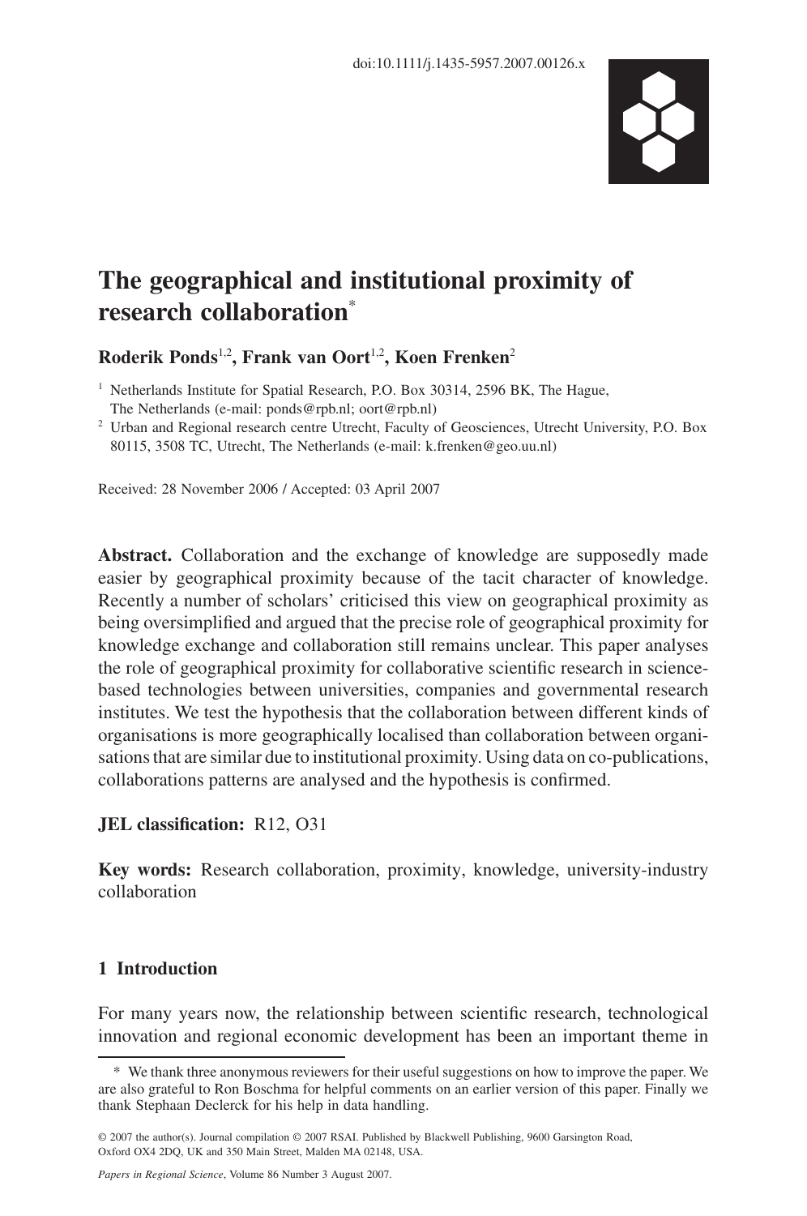doi:10.1111/j.1435-5957.2007.00126.x

# The geographical and institutional proximity of research collaboration*

**Roderik Ponds[1,2], Frank van Oort[1,2], Koen Frenken[2]**

[1] Netherlands Institute for Spatial Research, P.O. Box 30314, 2596 BK, The Hague, The Netherlands (e-mail: ponds@rpb.nl; oort@rpb.nl)

[2] Urban and Regional research centre Utrecht, Faculty of Geosciences, Utrecht University, P.O. Box 80115, 3508 TC, Utrecht, The Netherlands (e-mail: k.frenken@geo.uu.nl)

Received: 28 November 2006 / Accepted: 03 April 2007

**Abstract.** Collaboration and the exchange of knowledge are supposedly made easier by geographical proximity because of the tacit character of knowledge. Recently a number of scholars' criticised this view on geographical proximity as being oversimplified and argued that the precise role of geographical proximity for knowledge exchange and collaboration still remains unclear. This paper analyses the role of geographical proximity for collaborative scientific research in science-based technologies between universities, companies and governmental research institutes. We test the hypothesis that the collaboration between different kinds of organisations is more geographically localised than collaboration between organisations that are similar due to institutional proximity. Using data on co-publications, collaborations patterns are analysed and the hypothesis is confirmed.

**JEL classification:** R12, O31

**Key words:** Research collaboration, proximity, knowledge, university-industry collaboration

## 1 Introduction

For many years now, the relationship between scientific research, technological innovation and regional economic development has been an important theme in

\* We thank three anonymous reviewers for their useful suggestions on how to improve the paper. We are also grateful to Ron Boschma for helpful comments on an earlier version of this paper. Finally we thank Stephaan Declerck for his help in data handling.

© 2007 the author(s). Journal compilation © 2007 RSAI. Published by Blackwell Publishing, 9600 Garsington Road, Oxford OX4 2DQ, UK and 350 Main Street, Malden MA 02148, USA.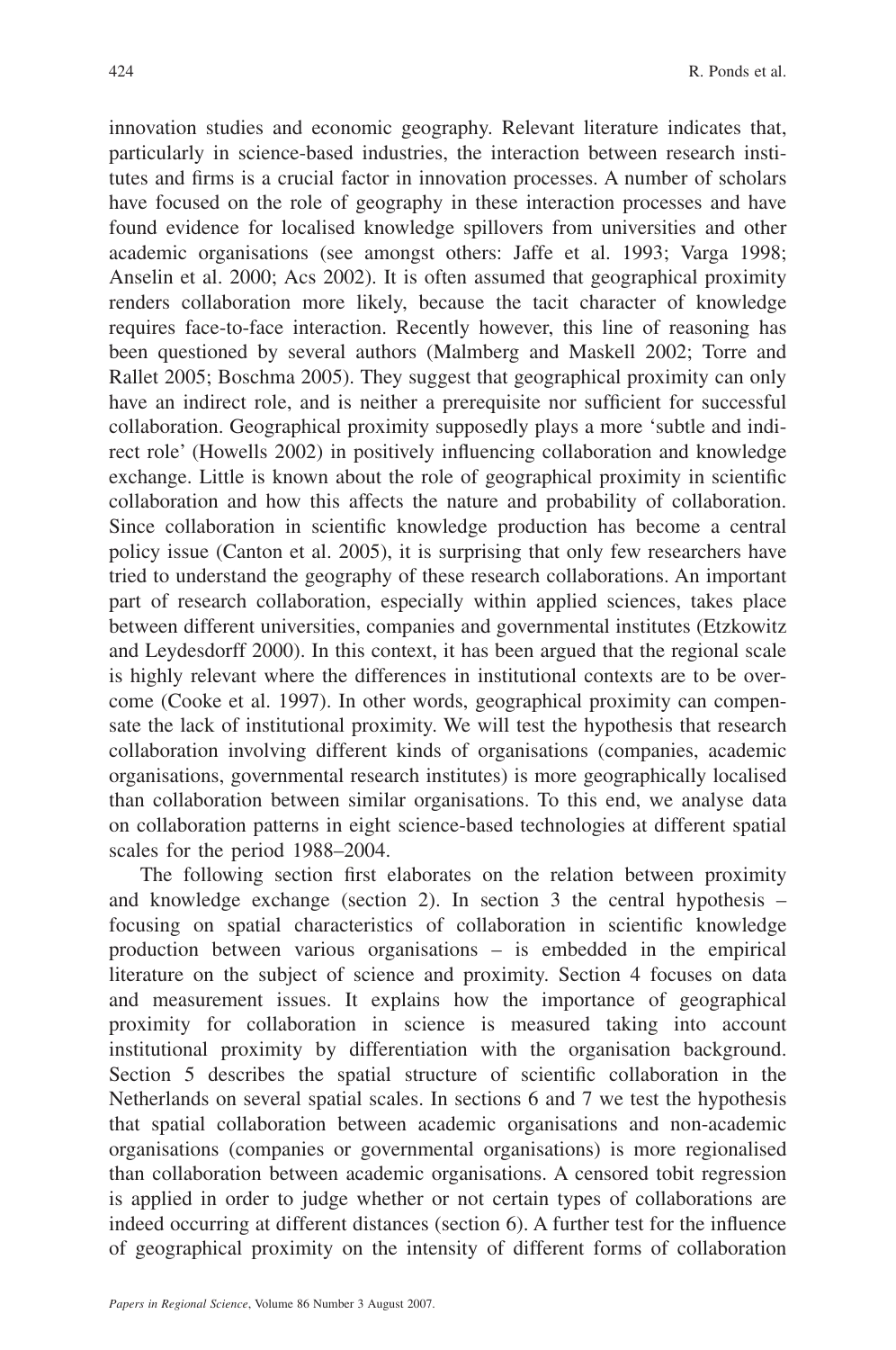innovation studies and economic geography. Relevant literature indicates that, particularly in science-based industries, the interaction between research institutes and firms is a crucial factor in innovation processes. A number of scholars have focused on the role of geography in these interaction processes and have found evidence for localised knowledge spillovers from universities and other academic organisations (see amongst others: Jaffe et al. 1993; Varga 1998; Anselin et al. 2000; Acs 2002). It is often assumed that geographical proximity renders collaboration more likely, because the tacit character of knowledge requires face-to-face interaction. Recently however, this line of reasoning has been questioned by several authors (Malmberg and Maskell 2002; Torre and Rallet 2005; Boschma 2005). They suggest that geographical proximity can only have an indirect role, and is neither a prerequisite nor sufficient for successful collaboration. Geographical proximity supposedly plays a more 'subtle and indirect role' (Howells 2002) in positively influencing collaboration and knowledge exchange. Little is known about the role of geographical proximity in scientific collaboration and how this affects the nature and probability of collaboration. Since collaboration in scientific knowledge production has become a central policy issue (Canton et al. 2005), it is surprising that only few researchers have tried to understand the geography of these research collaborations. An important part of research collaboration, especially within applied sciences, takes place between different universities, companies and governmental institutes (Etzkowitz and Leydesdorff 2000). In this context, it has been argued that the regional scale is highly relevant where the differences in institutional contexts are to be overcome (Cooke et al. 1997). In other words, geographical proximity can compensate the lack of institutional proximity. We will test the hypothesis that research collaboration involving different kinds of organisations (companies, academic organisations, governmental research institutes) is more geographically localised than collaboration between similar organisations. To this end, we analyse data on collaboration patterns in eight science-based technologies at different spatial scales for the period 1988–2004.

The following section first elaborates on the relation between proximity and knowledge exchange (section 2). In section 3 the central hypothesis – focusing on spatial characteristics of collaboration in scientific knowledge production between various organisations – is embedded in the empirical literature on the subject of science and proximity. Section 4 focuses on data and measurement issues. It explains how the importance of geographical proximity for collaboration in science is measured taking into account institutional proximity by differentiation with the organisation background. Section 5 describes the spatial structure of scientific collaboration in the Netherlands on several spatial scales. In sections 6 and 7 we test the hypothesis that spatial collaboration between academic organisations and non-academic organisations (companies or governmental organisations) is more regionalised than collaboration between academic organisations. A censored tobit regression is applied in order to judge whether or not certain types of collaborations are indeed occurring at different distances (section 6). A further test for the influence of geographical proximity on the intensity of different forms of collaboration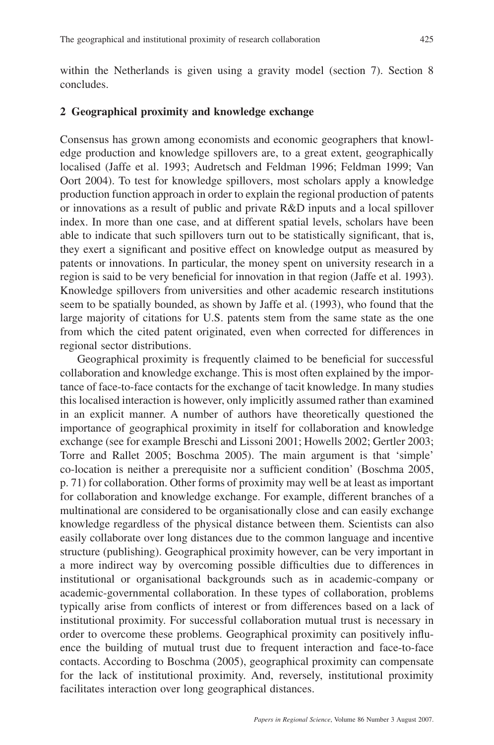within the Netherlands is given using a gravity model (section 7). Section 8 concludes.

## 2 Geographical proximity and knowledge exchange

Consensus has grown among economists and economic geographers that knowledge production and knowledge spillovers are, to a great extent, geographically localised (Jaffe et al. 1993; Audretsch and Feldman 1996; Feldman 1999; Van Oort 2004). To test for knowledge spillovers, most scholars apply a knowledge production function approach in order to explain the regional production of patents or innovations as a result of public and private R&D inputs and a local spillover index. In more than one case, and at different spatial levels, scholars have been able to indicate that such spillovers turn out to be statistically significant, that is, they exert a significant and positive effect on knowledge output as measured by patents or innovations. In particular, the money spent on university research in a region is said to be very beneficial for innovation in that region (Jaffe et al. 1993). Knowledge spillovers from universities and other academic research institutions seem to be spatially bounded, as shown by Jaffe et al. (1993), who found that the large majority of citations for U.S. patents stem from the same state as the one from which the cited patent originated, even when corrected for differences in regional sector distributions.

Geographical proximity is frequently claimed to be beneficial for successful collaboration and knowledge exchange. This is most often explained by the importance of face-to-face contacts for the exchange of tacit knowledge. In many studies this localised interaction is however, only implicitly assumed rather than examined in an explicit manner. A number of authors have theoretically questioned the importance of geographical proximity in itself for collaboration and knowledge exchange (see for example Breschi and Lissoni 2001; Howells 2002; Gertler 2003; Torre and Rallet 2005; Boschma 2005). The main argument is that 'simple' co-location is neither a prerequisite nor a sufficient condition' (Boschma 2005, p. 71) for collaboration. Other forms of proximity may well be at least as important for collaboration and knowledge exchange. For example, different branches of a multinational are considered to be organisationally close and can easily exchange knowledge regardless of the physical distance between them. Scientists can also easily collaborate over long distances due to the common language and incentive structure (publishing). Geographical proximity however, can be very important in a more indirect way by overcoming possible difficulties due to differences in institutional or organisational backgrounds such as in academic-company or academic-governmental collaboration. In these types of collaboration, problems typically arise from conflicts of interest or from differences based on a lack of institutional proximity. For successful collaboration mutual trust is necessary in order to overcome these problems. Geographical proximity can positively influence the building of mutual trust due to frequent interaction and face-to-face contacts. According to Boschma (2005), geographical proximity can compensate for the lack of institutional proximity. And, reversely, institutional proximity facilitates interaction over long geographical distances.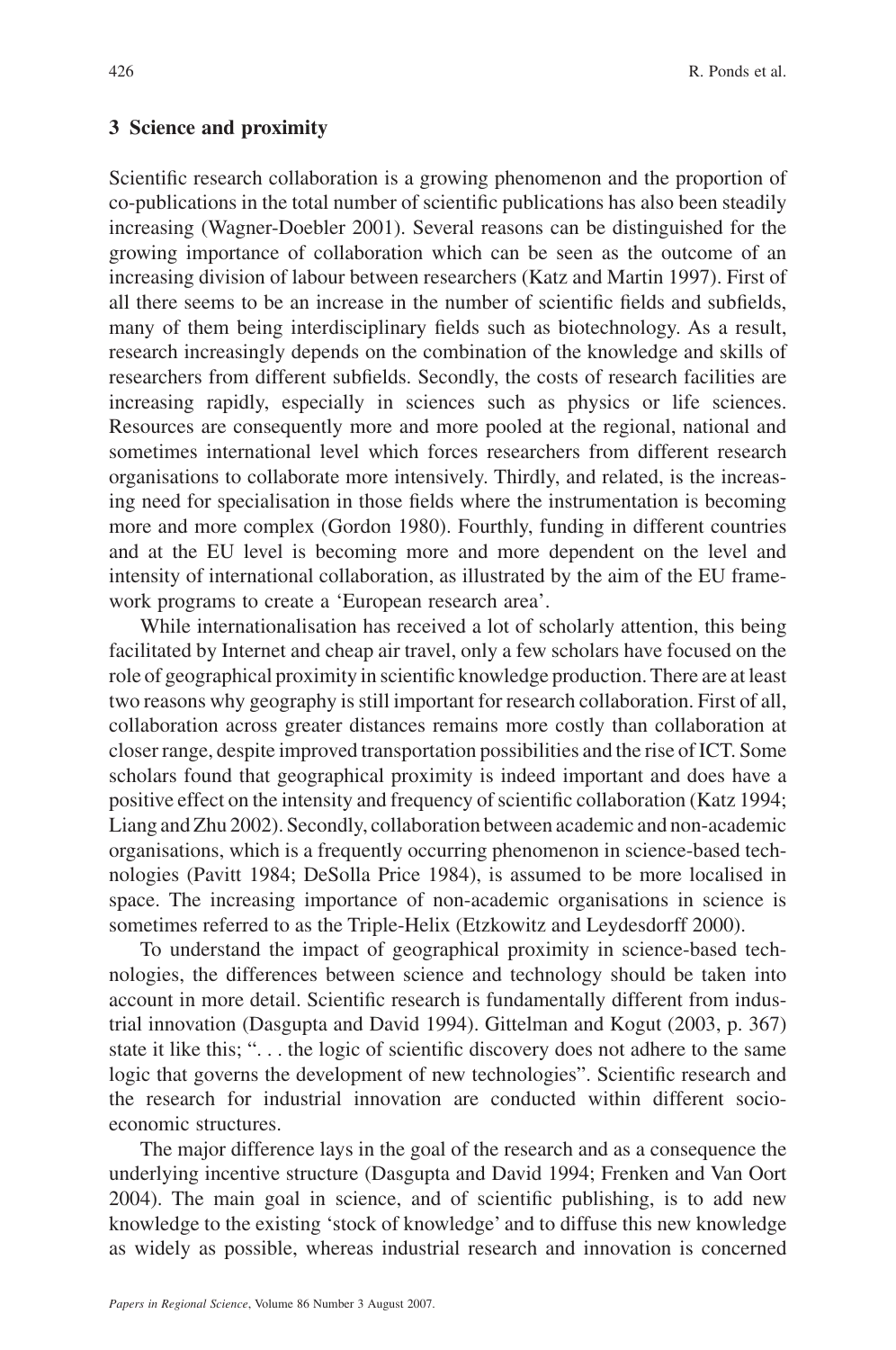## 3 Science and proximity

Scientific research collaboration is a growing phenomenon and the proportion of co-publications in the total number of scientific publications has also been steadily increasing (Wagner-Doebler 2001). Several reasons can be distinguished for the growing importance of collaboration which can be seen as the outcome of an increasing division of labour between researchers (Katz and Martin 1997). First of all there seems to be an increase in the number of scientific fields and subfields, many of them being interdisciplinary fields such as biotechnology. As a result, research increasingly depends on the combination of the knowledge and skills of researchers from different subfields. Secondly, the costs of research facilities are increasing rapidly, especially in sciences such as physics or life sciences. Resources are consequently more and more pooled at the regional, national and sometimes international level which forces researchers from different research organisations to collaborate more intensively. Thirdly, and related, is the increasing need for specialisation in those fields where the instrumentation is becoming more and more complex (Gordon 1980). Fourthly, funding in different countries and at the EU level is becoming more and more dependent on the level and intensity of international collaboration, as illustrated by the aim of the EU framework programs to create a 'European research area'.

While internationalisation has received a lot of scholarly attention, this being facilitated by Internet and cheap air travel, only a few scholars have focused on the role of geographical proximity in scientific knowledge production. There are at least two reasons why geography is still important for research collaboration. First of all, collaboration across greater distances remains more costly than collaboration at closer range, despite improved transportation possibilities and the rise of ICT. Some scholars found that geographical proximity is indeed important and does have a positive effect on the intensity and frequency of scientific collaboration (Katz 1994; Liang and Zhu 2002). Secondly, collaboration between academic and non-academic organisations, which is a frequently occurring phenomenon in science-based technologies (Pavitt 1984; DeSolla Price 1984), is assumed to be more localised in space. The increasing importance of non-academic organisations in science is sometimes referred to as the Triple-Helix (Etzkowitz and Leydesdorff 2000).

To understand the impact of geographical proximity in science-based technologies, the differences between science and technology should be taken into account in more detail. Scientific research is fundamentally different from industrial innovation (Dasgupta and David 1994). Gittelman and Kogut (2003, p. 367) state it like this; ". . . the logic of scientific discovery does not adhere to the same logic that governs the development of new technologies". Scientific research and the research for industrial innovation are conducted within different socio-economic structures.

The major difference lays in the goal of the research and as a consequence the underlying incentive structure (Dasgupta and David 1994; Frenken and Van Oort 2004). The main goal in science, and of scientific publishing, is to add new knowledge to the existing 'stock of knowledge' and to diffuse this new knowledge as widely as possible, whereas industrial research and innovation is concerned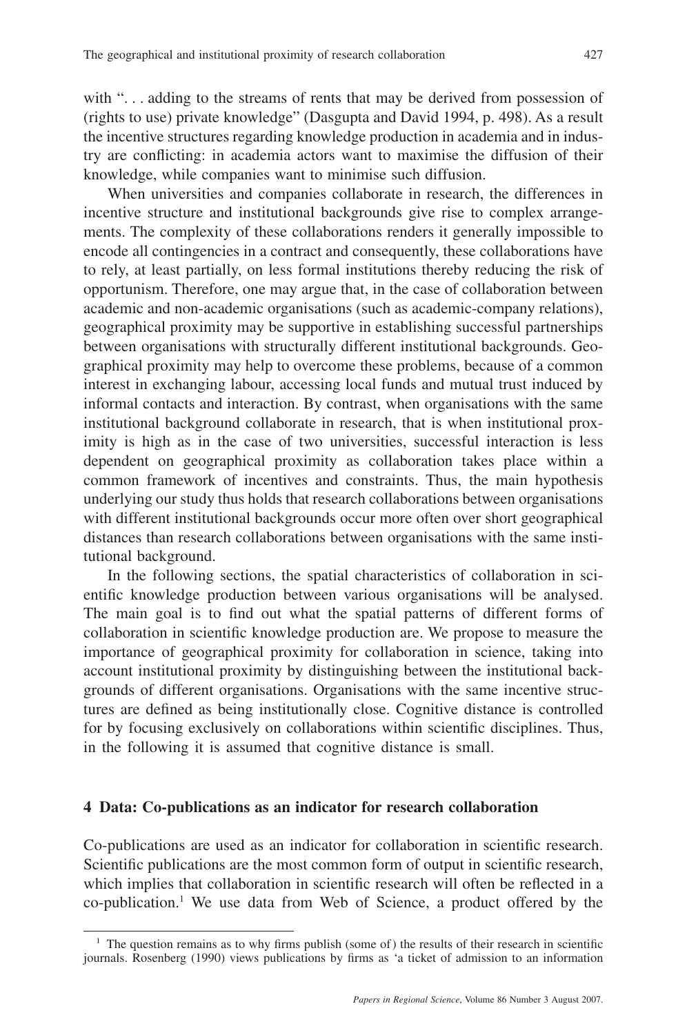with ". . . adding to the streams of rents that may be derived from possession of (rights to use) private knowledge" (Dasgupta and David 1994, p. 498). As a result the incentive structures regarding knowledge production in academia and in industry are conflicting: in academia actors want to maximise the diffusion of their knowledge, while companies want to minimise such diffusion.

When universities and companies collaborate in research, the differences in incentive structure and institutional backgrounds give rise to complex arrangements. The complexity of these collaborations renders it generally impossible to encode all contingencies in a contract and consequently, these collaborations have to rely, at least partially, on less formal institutions thereby reducing the risk of opportunism. Therefore, one may argue that, in the case of collaboration between academic and non-academic organisations (such as academic-company relations), geographical proximity may be supportive in establishing successful partnerships between organisations with structurally different institutional backgrounds. Geographical proximity may help to overcome these problems, because of a common interest in exchanging labour, accessing local funds and mutual trust induced by informal contacts and interaction. By contrast, when organisations with the same institutional background collaborate in research, that is when institutional proximity is high as in the case of two universities, successful interaction is less dependent on geographical proximity as collaboration takes place within a common framework of incentives and constraints. Thus, the main hypothesis underlying our study thus holds that research collaborations between organisations with different institutional backgrounds occur more often over short geographical distances than research collaborations between organisations with the same institutional background.

In the following sections, the spatial characteristics of collaboration in scientific knowledge production between various organisations will be analysed. The main goal is to find out what the spatial patterns of different forms of collaboration in scientific knowledge production are. We propose to measure the importance of geographical proximity for collaboration in science, taking into account institutional proximity by distinguishing between the institutional backgrounds of different organisations. Organisations with the same incentive structures are defined as being institutionally close. Cognitive distance is controlled for by focusing exclusively on collaborations within scientific disciplines. Thus, in the following it is assumed that cognitive distance is small.

## 4 Data: Co-publications as an indicator for research collaboration

Co-publications are used as an indicator for collaboration in scientific research. Scientific publications are the most common form of output in scientific research, which implies that collaboration in scientific research will often be reflected in a co-publication.[1] We use data from Web of Science, a product offered by the

[1] The question remains as to why firms publish (some of) the results of their research in scientific journals. Rosenberg (1990) views publications by firms as 'a ticket of admission to an information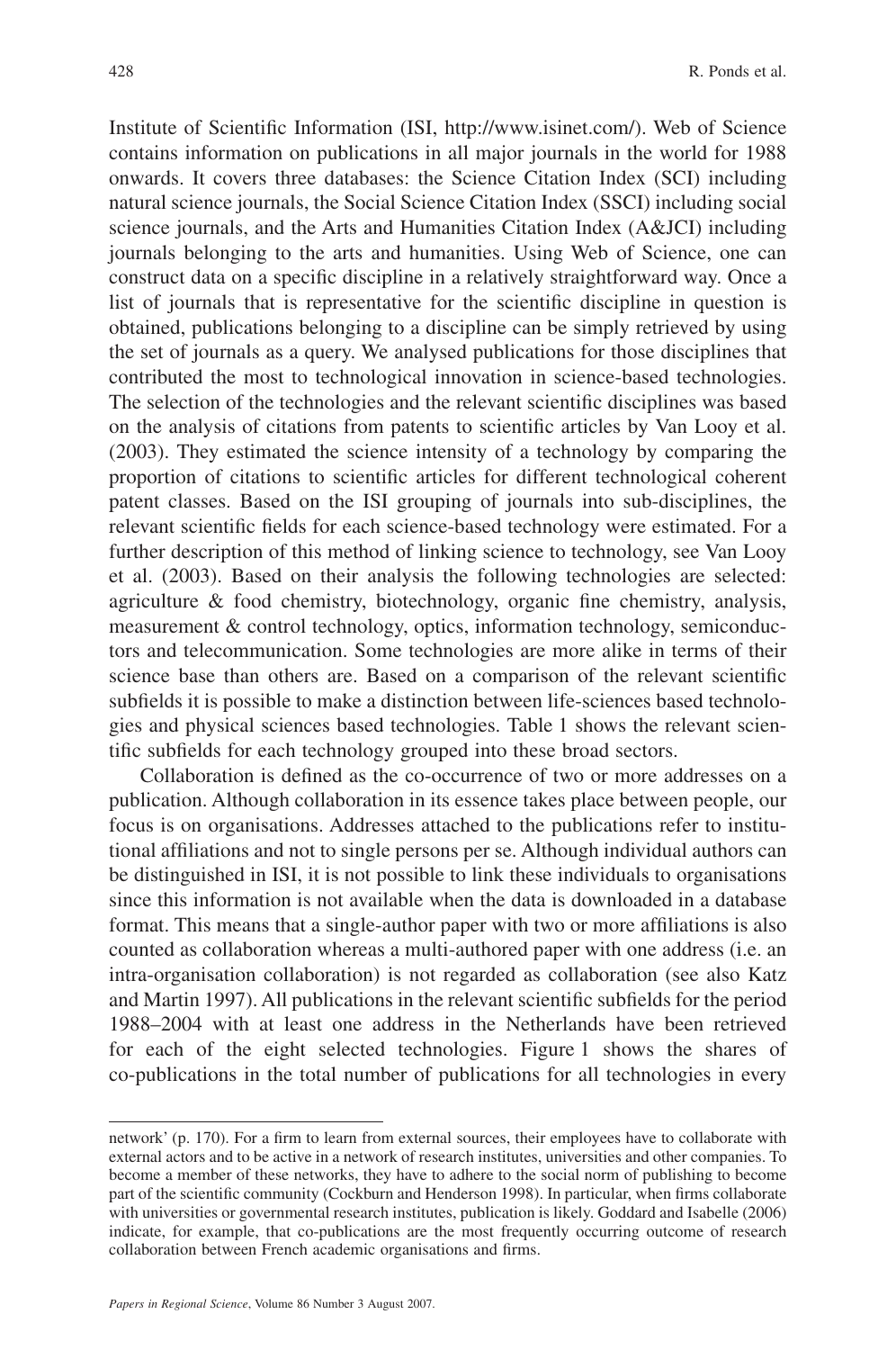Institute of Scientific Information (ISI, http://www.isinet.com/). Web of Science contains information on publications in all major journals in the world for 1988 onwards. It covers three databases: the Science Citation Index (SCI) including natural science journals, the Social Science Citation Index (SSCI) including social science journals, and the Arts and Humanities Citation Index (A&JCI) including journals belonging to the arts and humanities. Using Web of Science, one can construct data on a specific discipline in a relatively straightforward way. Once a list of journals that is representative for the scientific discipline in question is obtained, publications belonging to a discipline can be simply retrieved by using the set of journals as a query. We analysed publications for those disciplines that contributed the most to technological innovation in science-based technologies. The selection of the technologies and the relevant scientific disciplines was based on the analysis of citations from patents to scientific articles by Van Looy et al. (2003). They estimated the science intensity of a technology by comparing the proportion of citations to scientific articles for different technological coherent patent classes. Based on the ISI grouping of journals into sub-disciplines, the relevant scientific fields for each science-based technology were estimated. For a further description of this method of linking science to technology, see Van Looy et al. (2003). Based on their analysis the following technologies are selected: agriculture & food chemistry, biotechnology, organic fine chemistry, analysis, measurement & control technology, optics, information technology, semiconductors and telecommunication. Some technologies are more alike in terms of their science base than others are. Based on a comparison of the relevant scientific subfields it is possible to make a distinction between life-sciences based technologies and physical sciences based technologies. Table 1 shows the relevant scientific subfields for each technology grouped into these broad sectors.

Collaboration is defined as the co-occurrence of two or more addresses on a publication. Although collaboration in its essence takes place between people, our focus is on organisations. Addresses attached to the publications refer to institutional affiliations and not to single persons per se. Although individual authors can be distinguished in ISI, it is not possible to link these individuals to organisations since this information is not available when the data is downloaded in a database format. This means that a single-author paper with two or more affiliations is also counted as collaboration whereas a multi-authored paper with one address (i.e. an intra-organisation collaboration) is not regarded as collaboration (see also Katz and Martin 1997). All publications in the relevant scientific subfields for the period 1988–2004 with at least one address in the Netherlands have been retrieved for each of the eight selected technologies. Figure 1 shows the shares of co-publications in the total number of publications for all technologies in every

network' (p. 170). For a firm to learn from external sources, their employees have to collaborate with external actors and to be active in a network of research institutes, universities and other companies. To become a member of these networks, they have to adhere to the social norm of publishing to become part of the scientific community (Cockburn and Henderson 1998). In particular, when firms collaborate with universities or governmental research institutes, publication is likely. Goddard and Isabelle (2006) indicate, for example, that co-publications are the most frequently occurring outcome of research collaboration between French academic organisations and firms.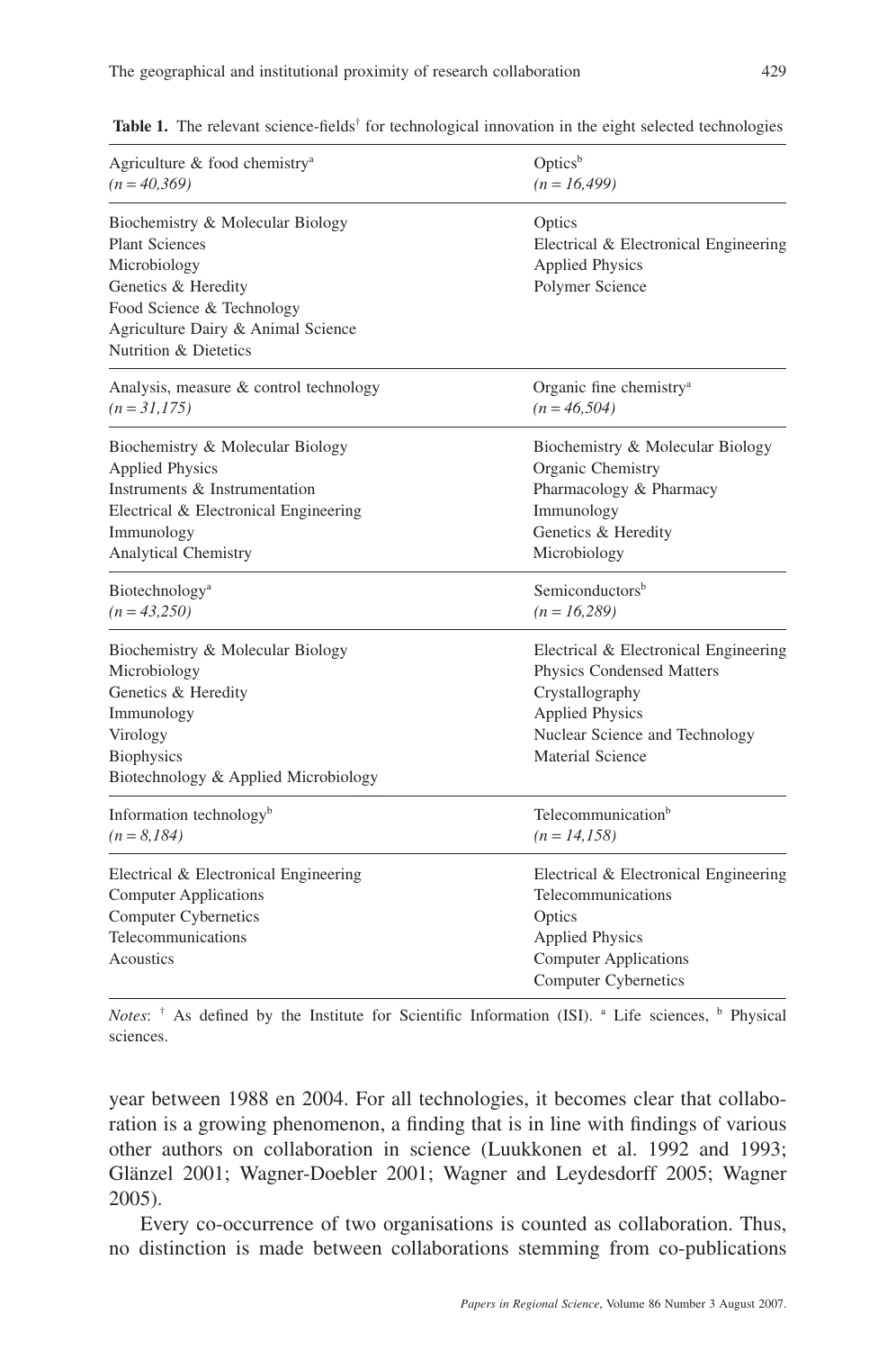**Table 1.** The relevant science-fields[†] for technological innovation in the eight selected technologies

| Agriculture & food chemistry[a] (*n* = *40,369*) | Optics[b] (*n* = *16,499*) |
|---|---|
| Biochemistry & Molecular Biology | Optics |
| Plant Sciences | Electrical & Electronical Engineering |
| Microbiology | Applied Physics |
| Genetics & Heredity | Polymer Science |
| Food Science & Technology | |
| Agriculture Dairy & Animal Science | |
| Nutrition & Dietetics | |
| **Analysis, measure & control technology (*n* = *31,175*)** | **Organic fine chemistry[a] (*n* = *46,504*)** |
| Biochemistry & Molecular Biology | Biochemistry & Molecular Biology |
| Applied Physics | Organic Chemistry |
| Instruments & Instrumentation | Pharmacology & Pharmacy |
| Electrical & Electronical Engineering | Immunology |
| Immunology | Genetics & Heredity |
| Analytical Chemistry | Microbiology |
| **Biotechnology[a] (*n* = *43,250*)** | **Semiconductors[b] (*n* = *16,289*)** |
| Biochemistry & Molecular Biology | Electrical & Electronical Engineering |
| Microbiology | Physics Condensed Matters |
| Genetics & Heredity | Crystallography |
| Immunology | Applied Physics |
| Virology | Nuclear Science and Technology |
| Biophysics | Material Science |
| Biotechnology & Applied Microbiology | |
| **Information technology[b] (*n* = *8,184*)** | **Telecommunication[b] (*n* = *14,158*)** |
| Electrical & Electronical Engineering | Electrical & Electronical Engineering |
| Computer Applications | Telecommunications |
| Computer Cybernetics | Optics |
| Telecommunications | Applied Physics |
| Acoustics | Computer Applications |
| | Computer Cybernetics |

*Notes*: [†] As defined by the Institute for Scientific Information (ISI). [a] Life sciences, [b] Physical sciences.

year between 1988 en 2004. For all technologies, it becomes clear that collaboration is a growing phenomenon, a finding that is in line with findings of various other authors on collaboration in science (Luukkonen et al. 1992 and 1993; Glänzel 2001; Wagner-Doebler 2001; Wagner and Leydesdorff 2005; Wagner 2005).

Every co-occurrence of two organisations is counted as collaboration. Thus, no distinction is made between collaborations stemming from co-publications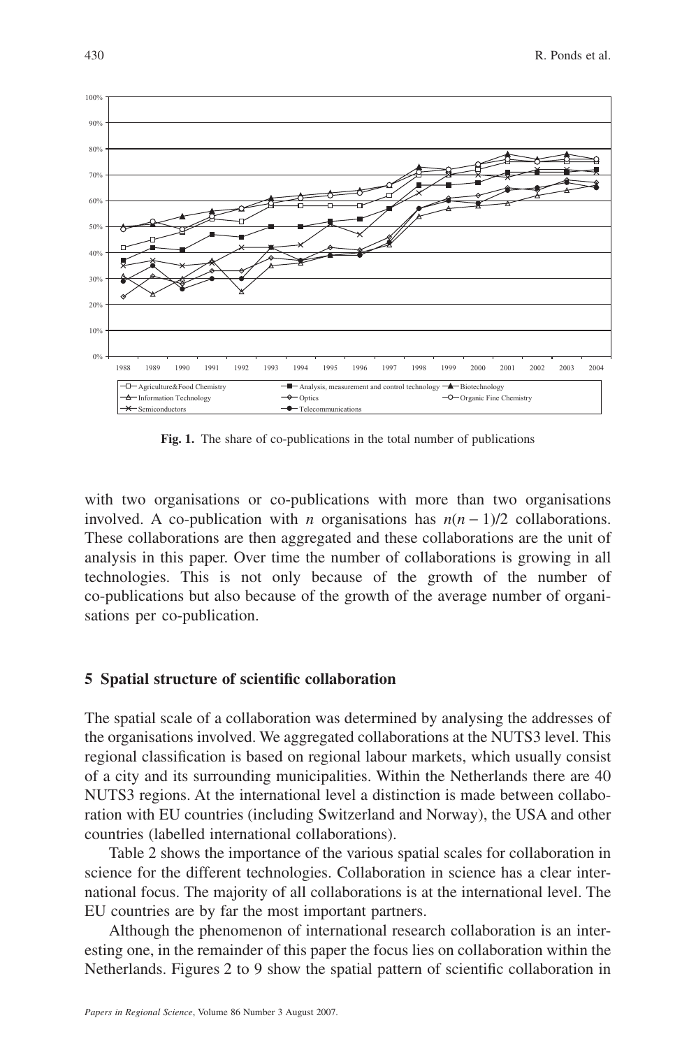Fig. 1. The share of co-publications in the total number of publications

with two organisations or co-publications with more than two organisations involved. A co-publication with $n$ organisations has $n(n-1)/2$ collaborations. These collaborations are then aggregated and these collaborations are the unit of analysis in this paper. Over time the number of collaborations is growing in all technologies. This is not only because of the growth of the number of co-publications but also because of the growth of the average number of organisations per co-publication.

## 5 Spatial structure of scientific collaboration

The spatial scale of a collaboration was determined by analysing the addresses of the organisations involved. We aggregated collaborations at the NUTS3 level. This regional classification is based on regional labour markets, which usually consist of a city and its surrounding municipalities. Within the Netherlands there are 40 NUTS3 regions. At the international level a distinction is made between collaboration with EU countries (including Switzerland and Norway), the USA and other countries (labelled international collaborations).

Table 2 shows the importance of the various spatial scales for collaboration in science for the different technologies. Collaboration in science has a clear international focus. The majority of all collaborations is at the international level. The EU countries are by far the most important partners.

Although the phenomenon of international research collaboration is an interesting one, in the remainder of this paper the focus lies on collaboration within the Netherlands. Figures 2 to 9 show the spatial pattern of scientific collaboration in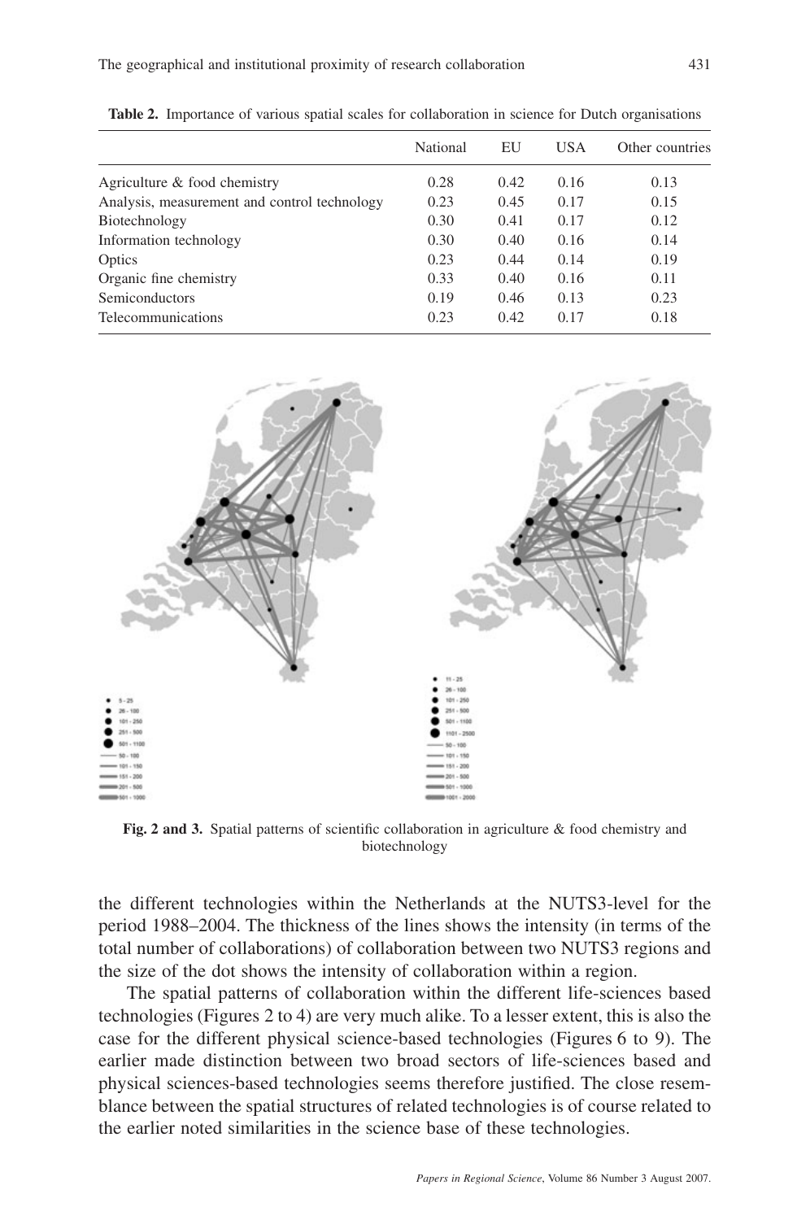**Table 2.** Importance of various spatial scales for collaboration in science for Dutch organisations

| | National | EU | USA | Other countries |
|---|---|---|---|---|
| Agriculture & food chemistry | 0.28 | 0.42 | 0.16 | 0.13 |
| Analysis, measurement and control technology | 0.23 | 0.45 | 0.17 | 0.15 |
| Biotechnology | 0.30 | 0.41 | 0.17 | 0.12 |
| Information technology | 0.30 | 0.40 | 0.16 | 0.14 |
| Optics | 0.23 | 0.44 | 0.14 | 0.19 |
| Organic fine chemistry | 0.33 | 0.40 | 0.16 | 0.11 |
| Semiconductors | 0.19 | 0.46 | 0.13 | 0.23 |
| Telecommunications | 0.23 | 0.42 | 0.17 | 0.18 |

**Fig. 2 and 3.** Spatial patterns of scientific collaboration in agriculture & food chemistry and biotechnology

the different technologies within the Netherlands at the NUTS3-level for the period 1988–2004. The thickness of the lines shows the intensity (in terms of the total number of collaborations) of collaboration between two NUTS3 regions and the size of the dot shows the intensity of collaboration within a region.

The spatial patterns of collaboration within the different life-sciences based technologies (Figures 2 to 4) are very much alike. To a lesser extent, this is also the case for the different physical science-based technologies (Figures 6 to 9). The earlier made distinction between two broad sectors of life-sciences based and physical sciences-based technologies seems therefore justified. The close resemblance between the spatial structures of related technologies is of course related to the earlier noted similarities in the science base of these technologies.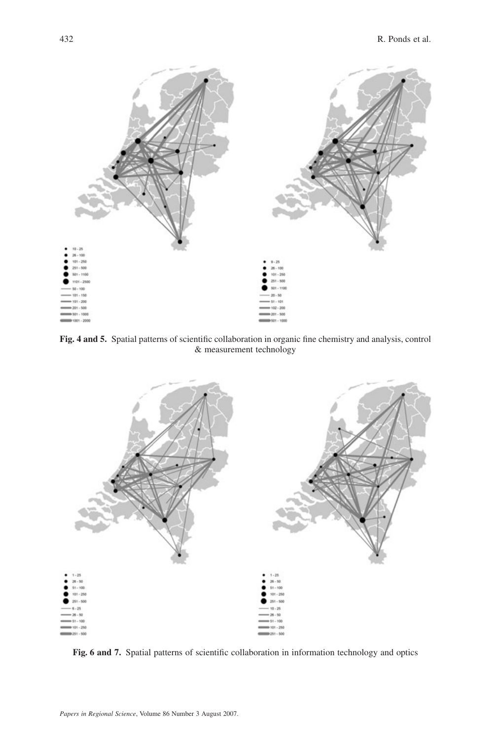**Fig. 4 and 5.** Spatial patterns of scientific collaboration in organic fine chemistry and analysis, control & measurement technology

**Fig. 6 and 7.** Spatial patterns of scientific collaboration in information technology and optics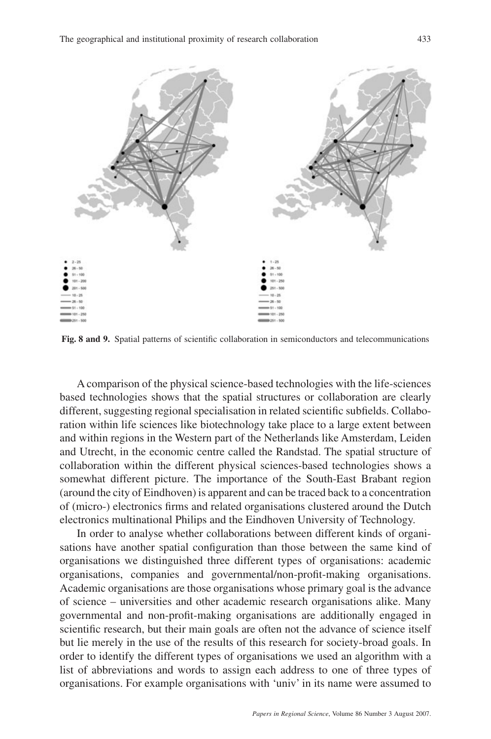• 2 - 25
• 26 - 50
• 51 - 100
• 101 - 200
• 201 - 500
— 10 - 25
— 26 - 50
— 51 - 100
— 101 - 250
— 251 - 500

• 1 - 25
• 26 - 50
• 51 - 100
• 101 - 250
• 251 - 500
— 10 - 25
— 26 - 50
— 51 - 100
— 101 - 250
— 251 - 500

**Fig. 8 and 9.** Spatial patterns of scientific collaboration in semiconductors and telecommunications

A comparison of the physical science-based technologies with the life-sciences based technologies shows that the spatial structures or collaboration are clearly different, suggesting regional specialisation in related scientific subfields. Collaboration within life sciences like biotechnology take place to a large extent between and within regions in the Western part of the Netherlands like Amsterdam, Leiden and Utrecht, in the economic centre called the Randstad. The spatial structure of collaboration within the different physical sciences-based technologies shows a somewhat different picture. The importance of the South-East Brabant region (around the city of Eindhoven) is apparent and can be traced back to a concentration of (micro-) electronics firms and related organisations clustered around the Dutch electronics multinational Philips and the Eindhoven University of Technology.

In order to analyse whether collaborations between different kinds of organisations have another spatial configuration than those between the same kind of organisations we distinguished three different types of organisations: academic organisations, companies and governmental/non-profit-making organisations. Academic organisations are those organisations whose primary goal is the advance of science – universities and other academic research organisations alike. Many governmental and non-profit-making organisations are additionally engaged in scientific research, but their main goals are often not the advance of science itself but lie merely in the use of the results of this research for society-broad goals. In order to identify the different types of organisations we used an algorithm with a list of abbreviations and words to assign each address to one of three types of organisations. For example organisations with 'univ' in its name were assumed to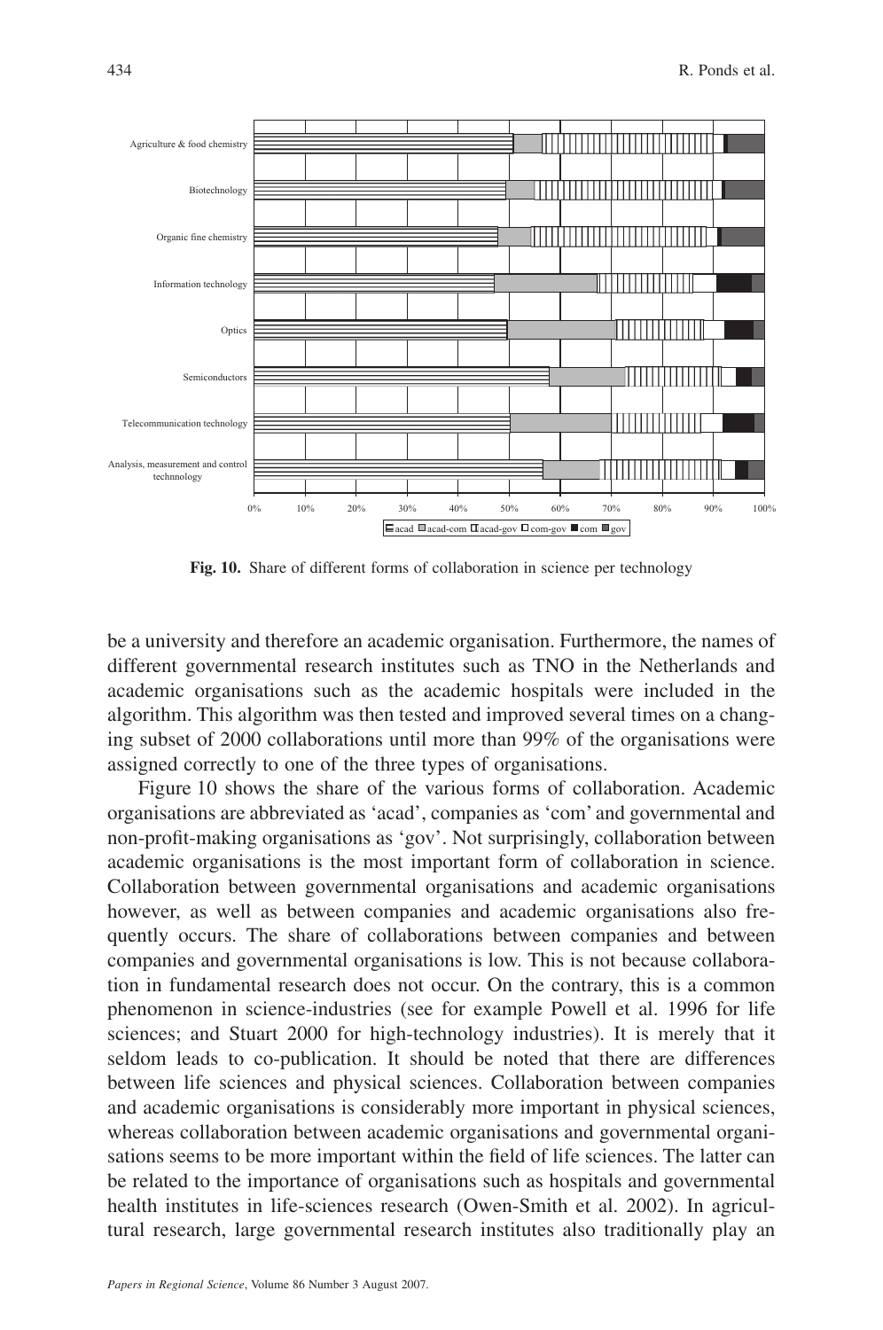**Fig. 10.** Share of different forms of collaboration in science per technology

be a university and therefore an academic organisation. Furthermore, the names of different governmental research institutes such as TNO in the Netherlands and academic organisations such as the academic hospitals were included in the algorithm. This algorithm was then tested and improved several times on a changing subset of 2000 collaborations until more than 99% of the organisations were assigned correctly to one of the three types of organisations.

Figure 10 shows the share of the various forms of collaboration. Academic organisations are abbreviated as 'acad', companies as 'com' and governmental and non-profit-making organisations as 'gov'. Not surprisingly, collaboration between academic organisations is the most important form of collaboration in science. Collaboration between governmental organisations and academic organisations however, as well as between companies and academic organisations also frequently occurs. The share of collaborations between companies and between companies and governmental organisations is low. This is not because collaboration in fundamental research does not occur. On the contrary, this is a common phenomenon in science-industries (see for example Powell et al. 1996 for life sciences; and Stuart 2000 for high-technology industries). It is merely that it seldom leads to co-publication. It should be noted that there are differences between life sciences and physical sciences. Collaboration between companies and academic organisations is considerably more important in physical sciences, whereas collaboration between academic organisations and governmental organisations seems to be more important within the field of life sciences. The latter can be related to the importance of organisations such as hospitals and governmental health institutes in life-sciences research (Owen-Smith et al. 2002). In agricultural research, large governmental research institutes also traditionally play an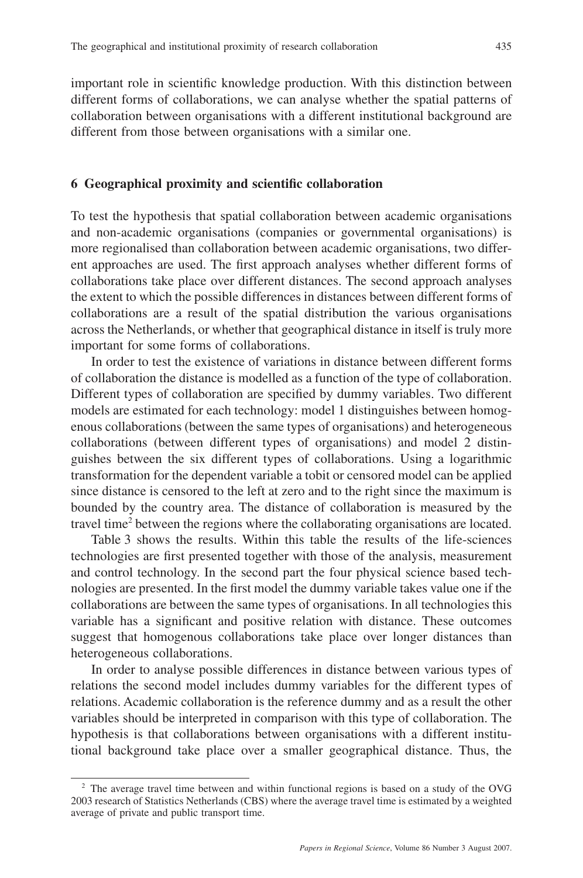important role in scientific knowledge production. With this distinction between different forms of collaborations, we can analyse whether the spatial patterns of collaboration between organisations with a different institutional background are different from those between organisations with a similar one.

## 6 Geographical proximity and scientific collaboration

To test the hypothesis that spatial collaboration between academic organisations and non-academic organisations (companies or governmental organisations) is more regionalised than collaboration between academic organisations, two different approaches are used. The first approach analyses whether different forms of collaborations take place over different distances. The second approach analyses the extent to which the possible differences in distances between different forms of collaborations are a result of the spatial distribution the various organisations across the Netherlands, or whether that geographical distance in itself is truly more important for some forms of collaborations.

In order to test the existence of variations in distance between different forms of collaboration the distance is modelled as a function of the type of collaboration. Different types of collaboration are specified by dummy variables. Two different models are estimated for each technology: model 1 distinguishes between homogenous collaborations (between the same types of organisations) and heterogeneous collaborations (between different types of organisations) and model 2 distinguishes between the six different types of collaborations. Using a logarithmic transformation for the dependent variable a tobit or censored model can be applied since distance is censored to the left at zero and to the right since the maximum is bounded by the country area. The distance of collaboration is measured by the travel time[2] between the regions where the collaborating organisations are located.

Table 3 shows the results. Within this table the results of the life-sciences technologies are first presented together with those of the analysis, measurement and control technology. In the second part the four physical science based technologies are presented. In the first model the dummy variable takes value one if the collaborations are between the same types of organisations. In all technologies this variable has a significant and positive relation with distance. These outcomes suggest that homogenous collaborations take place over longer distances than heterogeneous collaborations.

In order to analyse possible differences in distance between various types of relations the second model includes dummy variables for the different types of relations. Academic collaboration is the reference dummy and as a result the other variables should be interpreted in comparison with this type of collaboration. The hypothesis is that collaborations between organisations with a different institutional background take place over a smaller geographical distance. Thus, the

[2] The average travel time between and within functional regions is based on a study of the OVG 2003 research of Statistics Netherlands (CBS) where the average travel time is estimated by a weighted average of private and public transport time.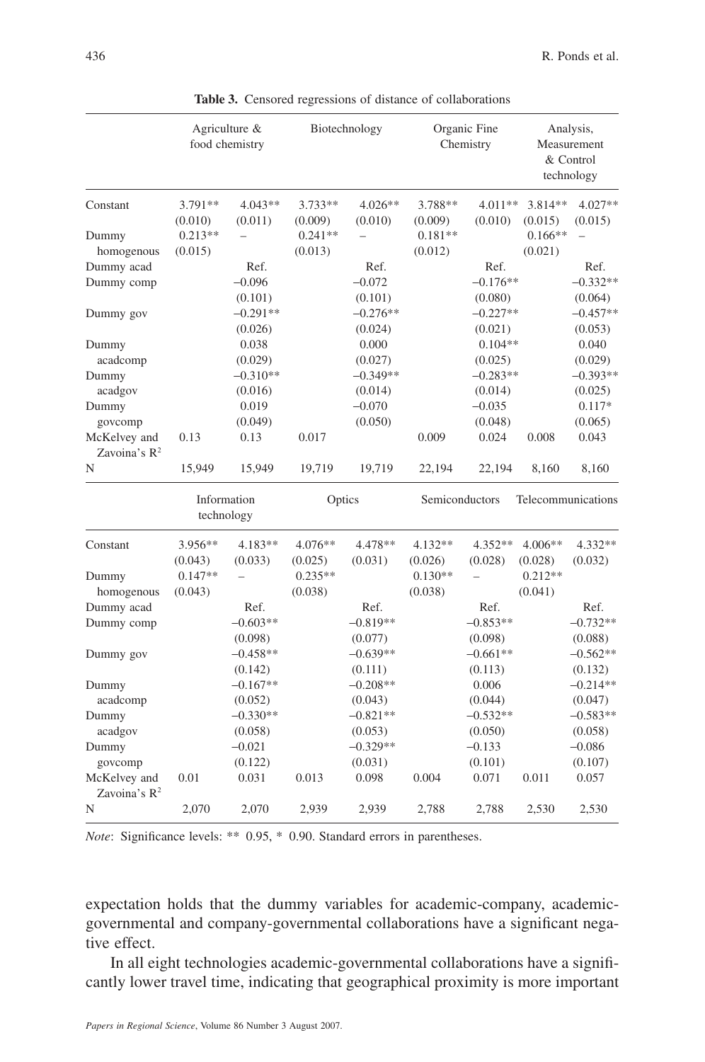**Table 3.** Censored regressions of distance of collaborations

| | Agriculture & food chemistry | | Biotechnology | | Organic Fine Chemistry | | Analysis, Measurement & Control technology | |
|---|---|---|---|---|---|---|---|---|
| Constant | 3.791** (0.010) | 4.043** (0.011) | 3.733** (0.009) | 4.026** (0.010) | 3.788** (0.009) | 4.011** (0.010) | 3.814** (0.015) | 4.027** (0.015) |
| Dummy homogenous | 0.213** (0.015) | – | 0.241** (0.013) | – | 0.181** (0.012) | | 0.166** (0.021) | – |
| Dummy acad | | Ref. | | Ref. | | Ref. | | Ref. |
| Dummy comp | | –0.096 (0.101) | | –0.072 (0.101) | | –0.176** (0.080) | | –0.332** (0.064) |
| Dummy gov | | –0.291** (0.026) | | –0.276** (0.024) | | –0.227** (0.021) | | –0.457** (0.053) |
| Dummy acadcomp | | 0.038 (0.029) | | 0.000 (0.027) | | 0.104** (0.025) | | 0.040 (0.029) |
| Dummy acadgov | | –0.310** (0.016) | | –0.349** (0.014) | | –0.283** (0.014) | | –0.393** (0.025) |
| Dummy govcomp | | 0.019 (0.049) | | –0.070 (0.050) | | –0.035 (0.048) | | 0.117* (0.065) |
| McKelvey and Zavoina's $R^2$ | 0.13 | 0.13 | 0.017 | | 0.009 | 0.024 | 0.008 | 0.043 |
| N | 15,949 | 15,949 | 19,719 | 19,719 | 22,194 | 22,194 | 8,160 | 8,160 |
| | **Information technology** | | **Optics** | | **Semiconductors** | | **Telecommunications** | |
| Constant | 3.956** (0.043) | 4.183** (0.033) | 4.076** (0.025) | 4.478** (0.031) | 4.132** (0.026) | 4.352** (0.028) | 4.006** (0.028) | 4.332** (0.032) |
| Dummy homogenous | 0.147** (0.043) | – | 0.235** (0.038) | | 0.130** (0.038) | – | 0.212** (0.041) | |
| Dummy acad | | Ref. | | Ref. | | Ref. | | Ref. |
| Dummy comp | | –0.603** (0.098) | | –0.819** (0.077) | | –0.853** (0.098) | | –0.732** (0.088) |
| Dummy gov | | –0.458** (0.142) | | –0.639** (0.111) | | –0.661** (0.113) | | –0.562** (0.132) |
| Dummy acadcomp | | –0.167** (0.052) | | –0.208** (0.043) | | 0.006 (0.044) | | –0.214** (0.047) |
| Dummy acadgov | | –0.330** (0.058) | | –0.821** (0.053) | | –0.532** (0.050) | | –0.583** (0.058) |
| Dummy govcomp | | –0.021 (0.122) | | –0.329** (0.031) | | –0.133 (0.101) | | –0.086 (0.107) |
| McKelvey and Zavoina's $R^2$ | 0.01 | 0.031 | 0.013 | 0.098 | 0.004 | 0.071 | 0.011 | 0.057 |
| N | 2,070 | 2,070 | 2,939 | 2,939 | 2,788 | 2,788 | 2,530 | 2,530 |

*Note*: Significance levels: ** 0.95, * 0.90. Standard errors in parentheses.

expectation holds that the dummy variables for academic-company, academic-governmental and company-governmental collaborations have a significant negative effect.

In all eight technologies academic-governmental collaborations have a significantly lower travel time, indicating that geographical proximity is more important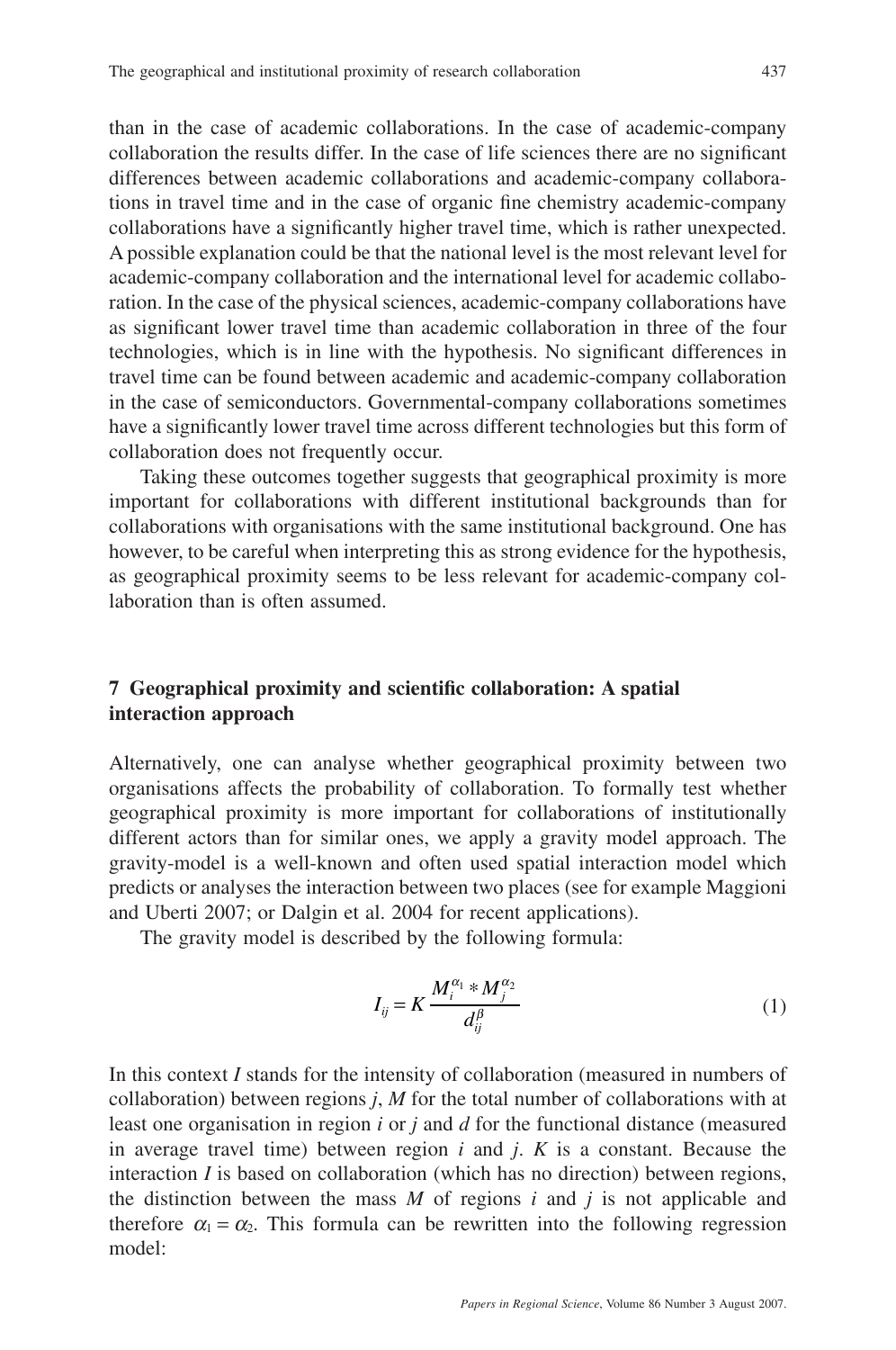than in the case of academic collaborations. In the case of academic-company collaboration the results differ. In the case of life sciences there are no significant differences between academic collaborations and academic-company collaborations in travel time and in the case of organic fine chemistry academic-company collaborations have a significantly higher travel time, which is rather unexpected. A possible explanation could be that the national level is the most relevant level for academic-company collaboration and the international level for academic collaboration. In the case of the physical sciences, academic-company collaborations have as significant lower travel time than academic collaboration in three of the four technologies, which is in line with the hypothesis. No significant differences in travel time can be found between academic and academic-company collaboration in the case of semiconductors. Governmental-company collaborations sometimes have a significantly lower travel time across different technologies but this form of collaboration does not frequently occur.

Taking these outcomes together suggests that geographical proximity is more important for collaborations with different institutional backgrounds than for collaborations with organisations with the same institutional background. One has however, to be careful when interpreting this as strong evidence for the hypothesis, as geographical proximity seems to be less relevant for academic-company collaboration than is often assumed.

## 7 Geographical proximity and scientific collaboration: A spatial interaction approach

Alternatively, one can analyse whether geographical proximity between two organisations affects the probability of collaboration. To formally test whether geographical proximity is more important for collaborations of institutionally different actors than for similar ones, we apply a gravity model approach. The gravity-model is a well-known and often used spatial interaction model which predicts or analyses the interaction between two places (see for example Maggioni and Uberti 2007; or Dalgin et al. 2004 for recent applications).

The gravity model is described by the following formula:

$$I_{ij} = K \frac{M_i^{\alpha_1} * M_j^{\alpha_2}}{d_{ij}^{\beta}} \tag{1}$$

In this context $I$ stands for the intensity of collaboration (measured in numbers of collaboration) between regions $j$, $M$ for the total number of collaborations with at least one organisation in region $i$ or $j$ and $d$ for the functional distance (measured in average travel time) between region $i$ and $j$. $K$ is a constant. Because the interaction $I$ is based on collaboration (which has no direction) between regions, the distinction between the mass $M$ of regions $i$ and $j$ is not applicable and therefore $\alpha_1 = \alpha_2$. This formula can be rewritten into the following regression model: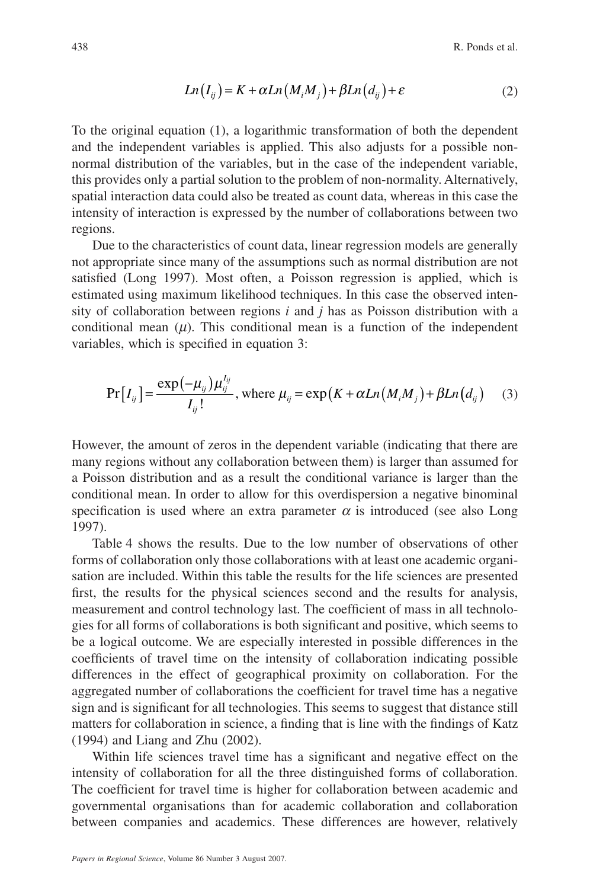$$Ln\left(I_{ij}\right) = K + \alpha Ln\left(M_i M_j\right) + \beta Ln\left(d_{ij}\right) + \varepsilon \tag{2}$$

To the original equation (1), a logarithmic transformation of both the dependent and the independent variables is applied. This also adjusts for a possible non-normal distribution of the variables, but in the case of the independent variable, this provides only a partial solution to the problem of non-normality. Alternatively, spatial interaction data could also be treated as count data, whereas in this case the intensity of interaction is expressed by the number of collaborations between two regions.

Due to the characteristics of count data, linear regression models are generally not appropriate since many of the assumptions such as normal distribution are not satisfied (Long 1997). Most often, a Poisson regression is applied, which is estimated using maximum likelihood techniques. In this case the observed intensity of collaboration between regions *i* and *j* has as Poisson distribution with a conditional mean ($\mu$). This conditional mean is a function of the independent variables, which is specified in equation 3:

$$\Pr\left[I_{ij}\right] = \frac{\exp\left(-\mu_{ij}\right)\mu_{ij}^{I_{ij}}}{I_{ij}!}, \text{ where } \mu_{ij} = \exp\left(K + \alpha Ln\left(M_i M_j\right) + \beta Ln\left(d_{ij}\right)\right) \tag{3}$$

However, the amount of zeros in the dependent variable (indicating that there are many regions without any collaboration between them) is larger than assumed for a Poisson distribution and as a result the conditional variance is larger than the conditional mean. In order to allow for this overdispersion a negative binominal specification is used where an extra parameter $\alpha$ is introduced (see also Long 1997).

Table 4 shows the results. Due to the low number of observations of other forms of collaboration only those collaborations with at least one academic organisation are included. Within this table the results for the life sciences are presented first, the results for the physical sciences second and the results for analysis, measurement and control technology last. The coefficient of mass in all technologies for all forms of collaborations is both significant and positive, which seems to be a logical outcome. We are especially interested in possible differences in the coefficients of travel time on the intensity of collaboration indicating possible differences in the effect of geographical proximity on collaboration. For the aggregated number of collaborations the coefficient for travel time has a negative sign and is significant for all technologies. This seems to suggest that distance still matters for collaboration in science, a finding that is line with the findings of Katz (1994) and Liang and Zhu (2002).

Within life sciences travel time has a significant and negative effect on the intensity of collaboration for all the three distinguished forms of collaboration. The coefficient for travel time is higher for collaboration between academic and governmental organisations than for academic collaboration and collaboration between companies and academics. These differences are however, relatively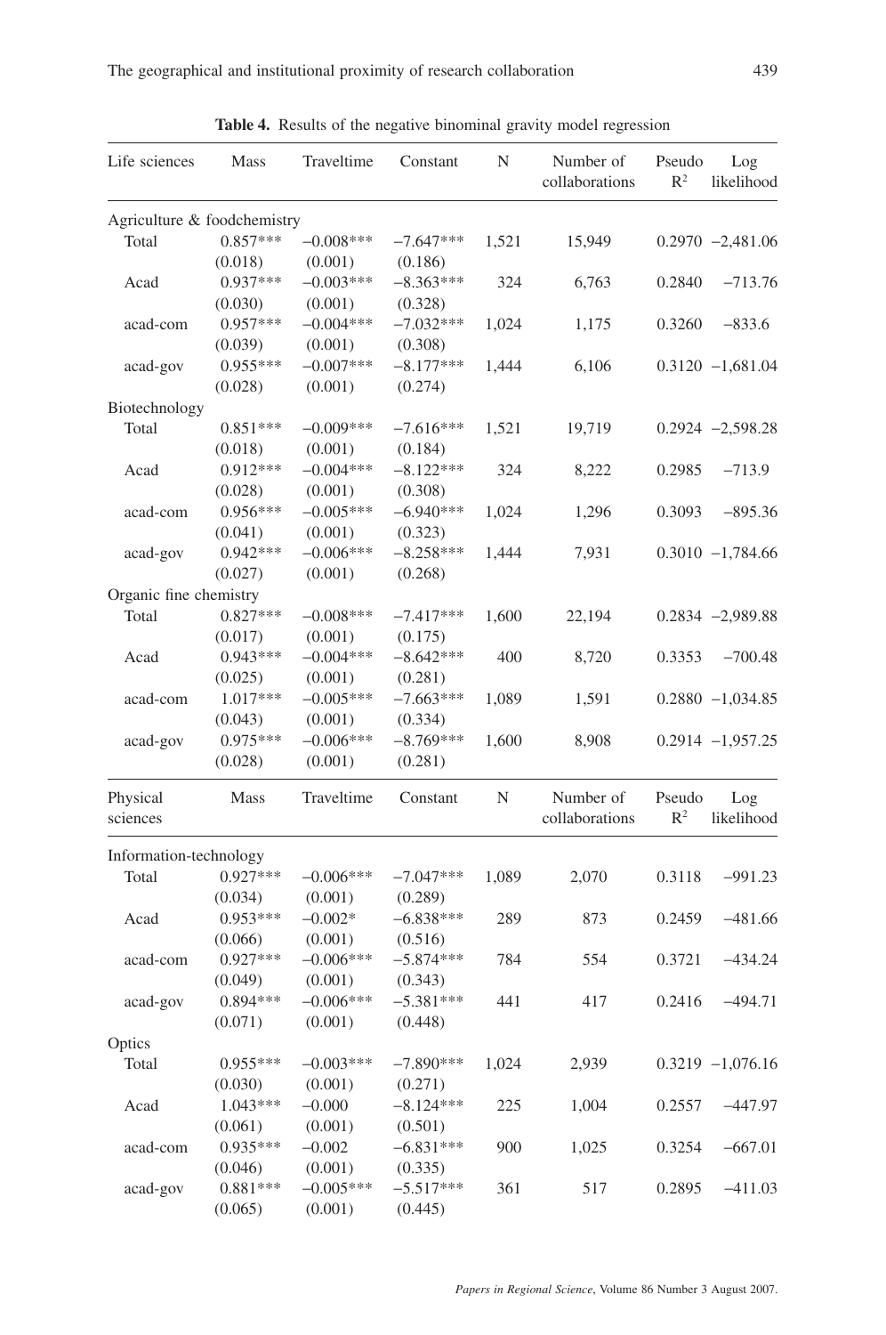**Table 4.** Results of the negative binominal gravity model regression

| Life sciences | Mass | Traveltime | Constant | N | Number of collaborations | Pseudo $R^2$ | Log likelihood |
|---|---|---|---|---|---|---|---|
| Agriculture & foodchemistry | | | | | | | |
| Total | 0.857*** | −0.008*** | −7.647*** | 1,521 | 15,949 | 0.2970 | −2,481.06 |
| | (0.018) | (0.001) | (0.186) | | | | |
| Acad | 0.937*** | −0.003*** | −8.363*** | 324 | 6,763 | 0.2840 | −713.76 |
| | (0.030) | (0.001) | (0.328) | | | | |
| acad-com | 0.957*** | −0.004*** | −7.032*** | 1,024 | 1,175 | 0.3260 | −833.6 |
| | (0.039) | (0.001) | (0.308) | | | | |
| acad-gov | 0.955*** | −0.007*** | −8.177*** | 1,444 | 6,106 | 0.3120 | −1,681.04 |
| | (0.028) | (0.001) | (0.274) | | | | |
| Biotechnology | | | | | | | |
| Total | 0.851*** | −0.009*** | −7.616*** | 1,521 | 19,719 | 0.2924 | −2,598.28 |
| | (0.018) | (0.001) | (0.184) | | | | |
| Acad | 0.912*** | −0.004*** | −8.122*** | 324 | 8,222 | 0.2985 | −713.9 |
| | (0.028) | (0.001) | (0.308) | | | | |
| acad-com | 0.956*** | −0.005*** | −6.940*** | 1,024 | 1,296 | 0.3093 | −895.36 |
| | (0.041) | (0.001) | (0.323) | | | | |
| acad-gov | 0.942*** | −0.006*** | −8.258*** | 1,444 | 7,931 | 0.3010 | −1,784.66 |
| | (0.027) | (0.001) | (0.268) | | | | |
| Organic fine chemistry | | | | | | | |
| Total | 0.827*** | −0.008*** | −7.417*** | 1,600 | 22,194 | 0.2834 | −2,989.88 |
| | (0.017) | (0.001) | (0.175) | | | | |
| Acad | 0.943*** | −0.004*** | −8.642*** | 400 | 8,720 | 0.3353 | −700.48 |
| | (0.025) | (0.001) | (0.281) | | | | |
| acad-com | 1.017*** | −0.005*** | −7.663*** | 1,089 | 1,591 | 0.2880 | −1,034.85 |
| | (0.043) | (0.001) | (0.334) | | | | |
| acad-gov | 0.975*** | −0.006*** | −8.769*** | 1,600 | 8,908 | 0.2914 | −1,957.25 |
| | (0.028) | (0.001) | (0.281) | | | | |

| Physical sciences | Mass | Traveltime | Constant | N | Number of collaborations | Pseudo $R^2$ | Log likelihood |
|---|---|---|---|---|---|---|---|
| Information-technology | | | | | | | |
| Total | 0.927*** | −0.006*** | −7.047*** | 1,089 | 2,070 | 0.3118 | −991.23 |
| | (0.034) | (0.001) | (0.289) | | | | |
| Acad | 0.953*** | −0.002* | −6.838*** | 289 | 873 | 0.2459 | −481.66 |
| | (0.066) | (0.001) | (0.516) | | | | |
| acad-com | 0.927*** | −0.006*** | −5.874*** | 784 | 554 | 0.3721 | −434.24 |
| | (0.049) | (0.001) | (0.343) | | | | |
| acad-gov | 0.894*** | −0.006*** | −5.381*** | 441 | 417 | 0.2416 | −494.71 |
| | (0.071) | (0.001) | (0.448) | | | | |
| Optics | | | | | | | |
| Total | 0.955*** | −0.003*** | −7.890*** | 1,024 | 2,939 | 0.3219 | −1,076.16 |
| | (0.030) | (0.001) | (0.271) | | | | |
| Acad | 1.043*** | −0.000 | −8.124*** | 225 | 1,004 | 0.2557 | −447.97 |
| | (0.061) | (0.001) | (0.501) | | | | |
| acad-com | 0.935*** | −0.002 | −6.831*** | 900 | 1,025 | 0.3254 | −667.01 |
| | (0.046) | (0.001) | (0.335) | | | | |
| acad-gov | 0.881*** | −0.005*** | −5.517*** | 361 | 517 | 0.2895 | −411.03 |
| | (0.065) | (0.001) | (0.445) | | | | |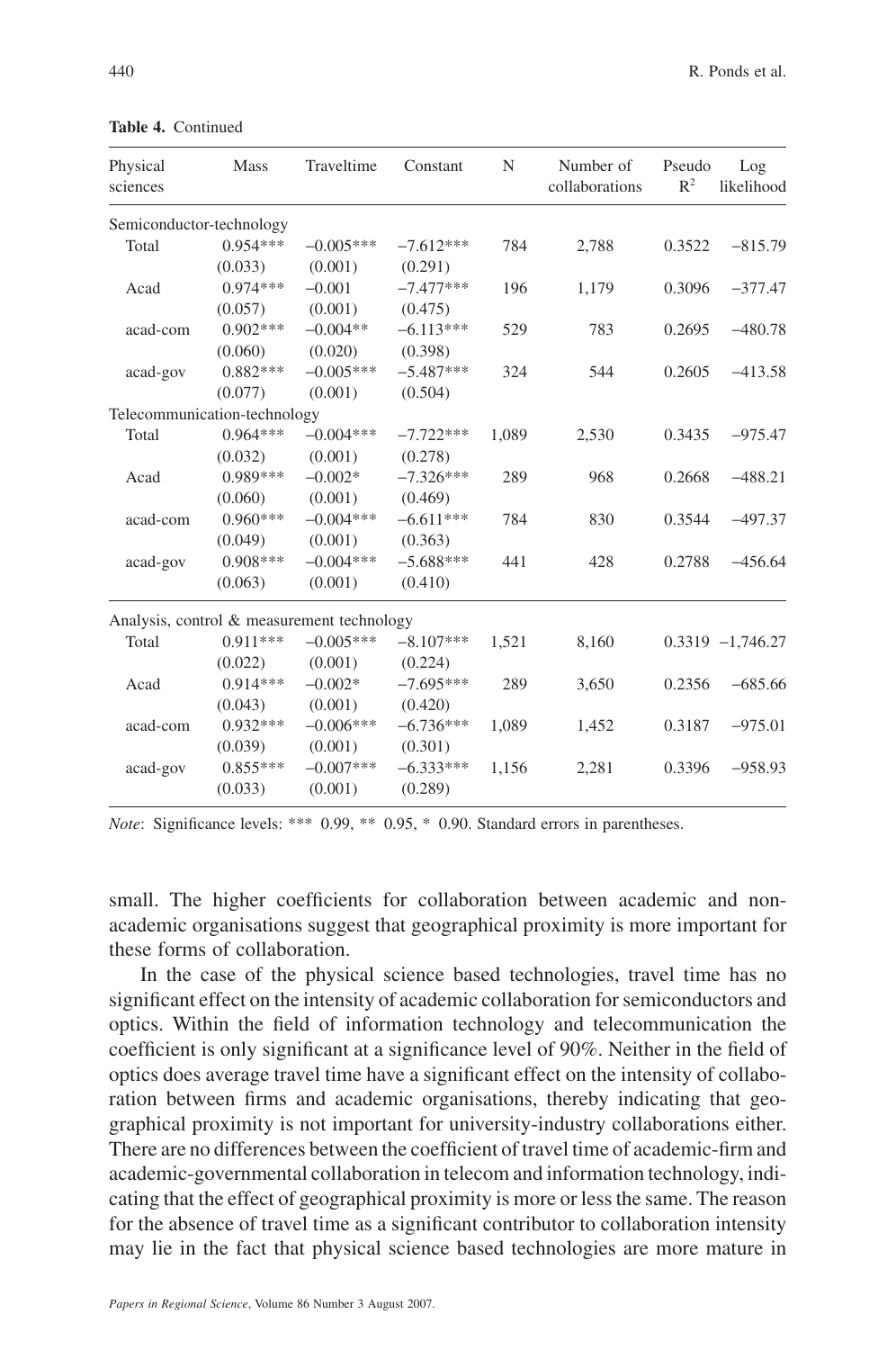**Table 4.** Continued

| Physical sciences | Mass | Traveltime | Constant | N | Number of collaborations | Pseudo $R^2$ | Log likelihood |
|---|---|---|---|---|---|---|---|
| Semiconductor-technology | | | | | | | |
| Total | 0.954*** | −0.005*** | −7.612*** | 784 | 2,788 | 0.3522 | −815.79 |
| | (0.033) | (0.001) | (0.291) | | | | |
| Acad | 0.974*** | −0.001 | −7.477*** | 196 | 1,179 | 0.3096 | −377.47 |
| | (0.057) | (0.001) | (0.475) | | | | |
| acad-com | 0.902*** | −0.004** | −6.113*** | 529 | 783 | 0.2695 | −480.78 |
| | (0.060) | (0.020) | (0.398) | | | | |
| acad-gov | 0.882*** | −0.005*** | −5.487*** | 324 | 544 | 0.2605 | −413.58 |
| | (0.077) | (0.001) | (0.504) | | | | |
| Telecommunication-technology | | | | | | | |
| Total | 0.964*** | −0.004*** | −7.722*** | 1,089 | 2,530 | 0.3435 | −975.47 |
| | (0.032) | (0.001) | (0.278) | | | | |
| Acad | 0.989*** | −0.002* | −7.326*** | 289 | 968 | 0.2668 | −488.21 |
| | (0.060) | (0.001) | (0.469) | | | | |
| acad-com | 0.960*** | −0.004*** | −6.611*** | 784 | 830 | 0.3544 | −497.37 |
| | (0.049) | (0.001) | (0.363) | | | | |
| acad-gov | 0.908*** | −0.004*** | −5.688*** | 441 | 428 | 0.2788 | −456.64 |
| | (0.063) | (0.001) | (0.410) | | | | |
| Analysis, control & measurement technology | | | | | | | |
| Total | 0.911*** | −0.005*** | −8.107*** | 1,521 | 8,160 | 0.3319 | −1,746.27 |
| | (0.022) | (0.001) | (0.224) | | | | |
| Acad | 0.914*** | −0.002* | −7.695*** | 289 | 3,650 | 0.2356 | −685.66 |
| | (0.043) | (0.001) | (0.420) | | | | |
| acad-com | 0.932*** | −0.006*** | −6.736*** | 1,089 | 1,452 | 0.3187 | −975.01 |
| | (0.039) | (0.001) | (0.301) | | | | |
| acad-gov | 0.855*** | −0.007*** | −6.333*** | 1,156 | 2,281 | 0.3396 | −958.93 |
| | (0.033) | (0.001) | (0.289) | | | | |

*Note*: Significance levels: *** 0.99, ** 0.95, * 0.90. Standard errors in parentheses.

small. The higher coefficients for collaboration between academic and non-academic organisations suggest that geographical proximity is more important for these forms of collaboration.

In the case of the physical science based technologies, travel time has no significant effect on the intensity of academic collaboration for semiconductors and optics. Within the field of information technology and telecommunication the coefficient is only significant at a significance level of 90%. Neither in the field of optics does average travel time have a significant effect on the intensity of collaboration between firms and academic organisations, thereby indicating that geographical proximity is not important for university-industry collaborations either. There are no differences between the coefficient of travel time of academic-firm and academic-governmental collaboration in telecom and information technology, indicating that the effect of geographical proximity is more or less the same. The reason for the absence of travel time as a significant contributor to collaboration intensity may lie in the fact that physical science based technologies are more mature in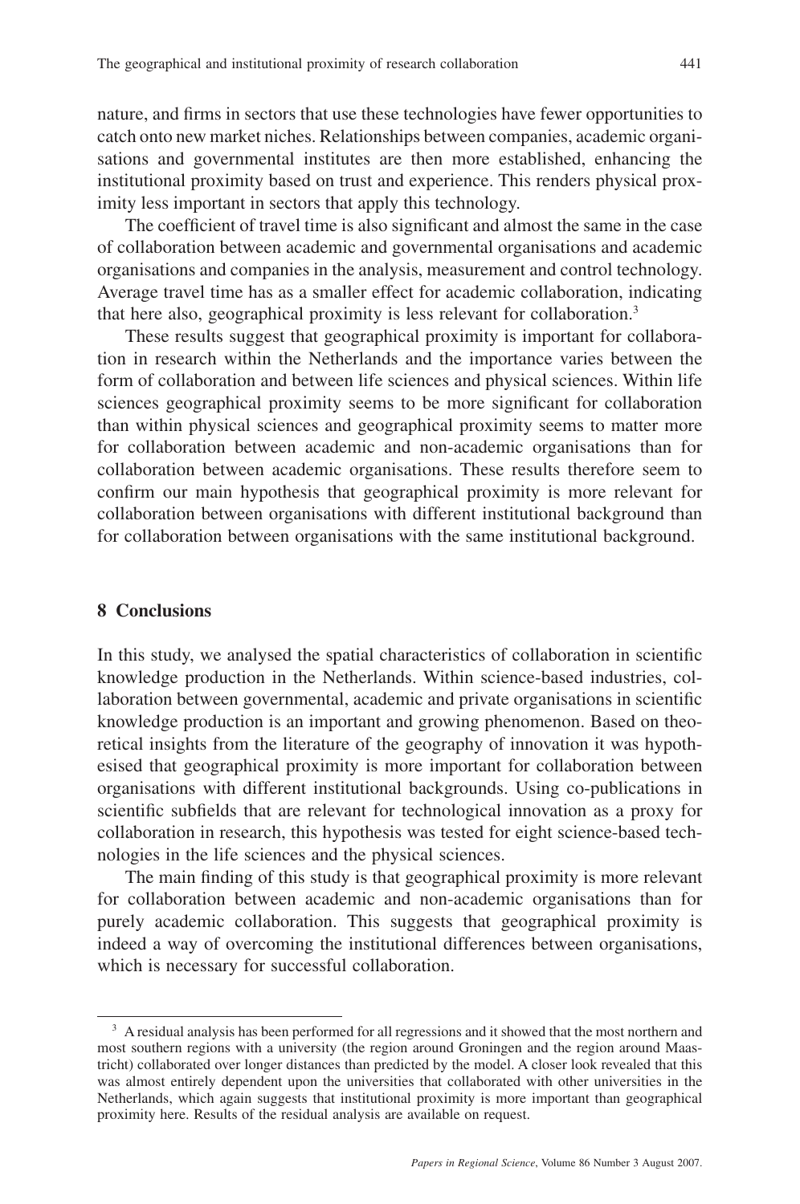nature, and firms in sectors that use these technologies have fewer opportunities to catch onto new market niches. Relationships between companies, academic organisations and governmental institutes are then more established, enhancing the institutional proximity based on trust and experience. This renders physical proximity less important in sectors that apply this technology.

The coefficient of travel time is also significant and almost the same in the case of collaboration between academic and governmental organisations and academic organisations and companies in the analysis, measurement and control technology. Average travel time has as a smaller effect for academic collaboration, indicating that here also, geographical proximity is less relevant for collaboration.[3]

These results suggest that geographical proximity is important for collaboration in research within the Netherlands and the importance varies between the form of collaboration and between life sciences and physical sciences. Within life sciences geographical proximity seems to be more significant for collaboration than within physical sciences and geographical proximity seems to matter more for collaboration between academic and non-academic organisations than for collaboration between academic organisations. These results therefore seem to confirm our main hypothesis that geographical proximity is more relevant for collaboration between organisations with different institutional background than for collaboration between organisations with the same institutional background.

## 8 Conclusions

In this study, we analysed the spatial characteristics of collaboration in scientific knowledge production in the Netherlands. Within science-based industries, collaboration between governmental, academic and private organisations in scientific knowledge production is an important and growing phenomenon. Based on theoretical insights from the literature of the geography of innovation it was hypothesised that geographical proximity is more important for collaboration between organisations with different institutional backgrounds. Using co-publications in scientific subfields that are relevant for technological innovation as a proxy for collaboration in research, this hypothesis was tested for eight science-based technologies in the life sciences and the physical sciences.

The main finding of this study is that geographical proximity is more relevant for collaboration between academic and non-academic organisations than for purely academic collaboration. This suggests that geographical proximity is indeed a way of overcoming the institutional differences between organisations, which is necessary for successful collaboration.

[3] A residual analysis has been performed for all regressions and it showed that the most northern and most southern regions with a university (the region around Groningen and the region around Maastricht) collaborated over longer distances than predicted by the model. A closer look revealed that this was almost entirely dependent upon the universities that collaborated with other universities in the Netherlands, which again suggests that institutional proximity is more important than geographical proximity here. Results of the residual analysis are available on request.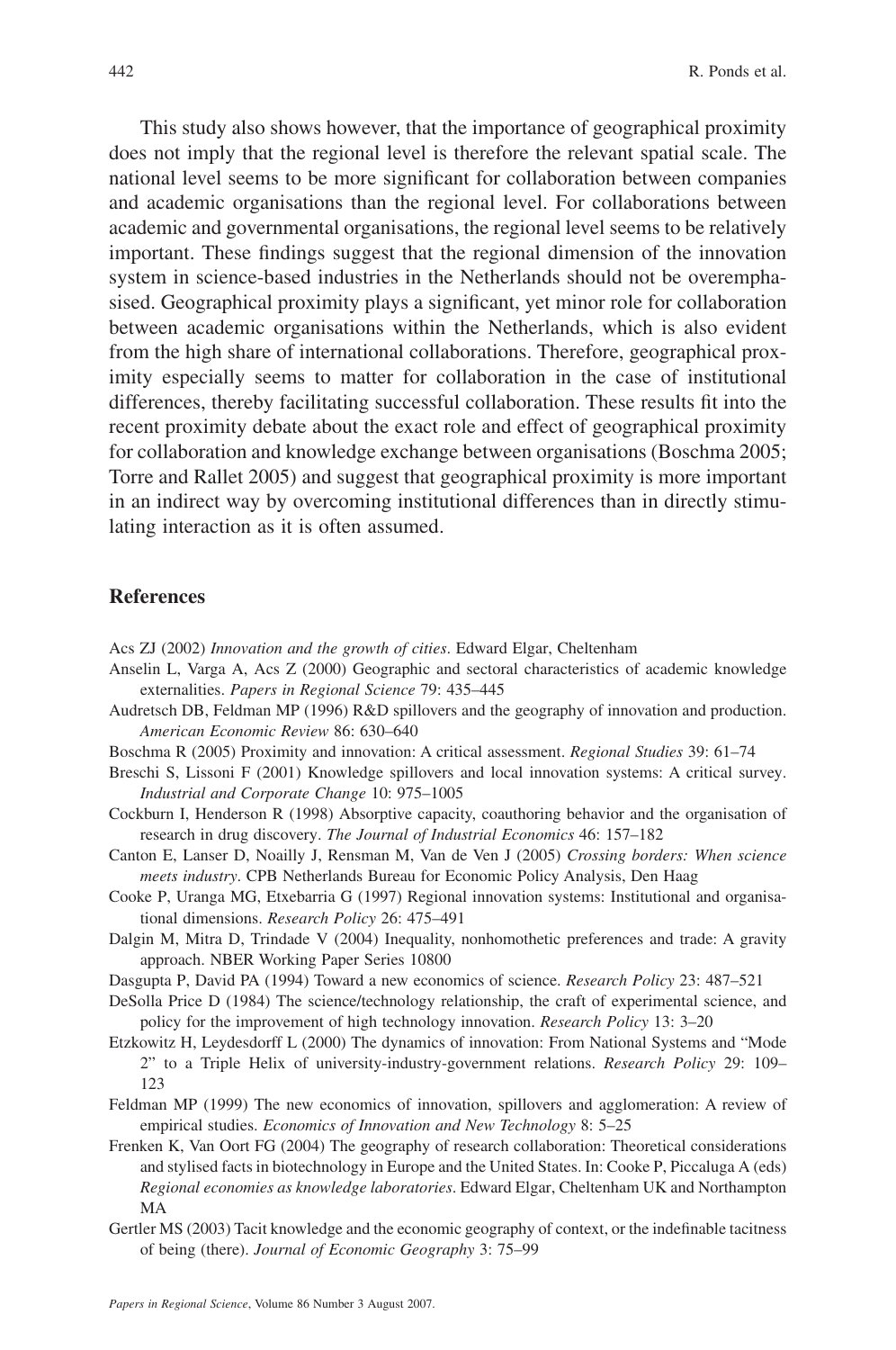This study also shows however, that the importance of geographical proximity does not imply that the regional level is therefore the relevant spatial scale. The national level seems to be more significant for collaboration between companies and academic organisations than the regional level. For collaborations between academic and governmental organisations, the regional level seems to be relatively important. These findings suggest that the regional dimension of the innovation system in science-based industries in the Netherlands should not be overemphasised. Geographical proximity plays a significant, yet minor role for collaboration between academic organisations within the Netherlands, which is also evident from the high share of international collaborations. Therefore, geographical proximity especially seems to matter for collaboration in the case of institutional differences, thereby facilitating successful collaboration. These results fit into the recent proximity debate about the exact role and effect of geographical proximity for collaboration and knowledge exchange between organisations (Boschma 2005; Torre and Rallet 2005) and suggest that geographical proximity is more important in an indirect way by overcoming institutional differences than in directly stimulating interaction as it is often assumed.

## References

Acs ZJ (2002) *Innovation and the growth of cities*. Edward Elgar, Cheltenham

Anselin L, Varga A, Acs Z (2000) Geographic and sectoral characteristics of academic knowledge externalities. *Papers in Regional Science* 79: 435–445

Audretsch DB, Feldman MP (1996) R&D spillovers and the geography of innovation and production. *American Economic Review* 86: 630–640

Boschma R (2005) Proximity and innovation: A critical assessment. *Regional Studies* 39: 61–74

Breschi S, Lissoni F (2001) Knowledge spillovers and local innovation systems: A critical survey. *Industrial and Corporate Change* 10: 975–1005

Cockburn I, Henderson R (1998) Absorptive capacity, coauthoring behavior and the organisation of research in drug discovery. *The Journal of Industrial Economics* 46: 157–182

Canton E, Lanser D, Noailly J, Rensman M, Van de Ven J (2005) *Crossing borders: When science meets industry*. CPB Netherlands Bureau for Economic Policy Analysis, Den Haag

Cooke P, Uranga MG, Etxebarria G (1997) Regional innovation systems: Institutional and organisational dimensions. *Research Policy* 26: 475–491

Dalgin M, Mitra D, Trindade V (2004) Inequality, nonhomothetic preferences and trade: A gravity approach. NBER Working Paper Series 10800

Dasgupta P, David PA (1994) Toward a new economics of science. *Research Policy* 23: 487–521

DeSolla Price D (1984) The science/technology relationship, the craft of experimental science, and policy for the improvement of high technology innovation. *Research Policy* 13: 3–20

Etzkowitz H, Leydesdorff L (2000) The dynamics of innovation: From National Systems and "Mode 2" to a Triple Helix of university-industry-government relations. *Research Policy* 29: 109–123

Feldman MP (1999) The new economics of innovation, spillovers and agglomeration: A review of empirical studies. *Economics of Innovation and New Technology* 8: 5–25

Frenken K, Van Oort FG (2004) The geography of research collaboration: Theoretical considerations and stylised facts in biotechnology in Europe and the United States. In: Cooke P, Piccaluga A (eds) *Regional economies as knowledge laboratories*. Edward Elgar, Cheltenham UK and Northampton MA

Gertler MS (2003) Tacit knowledge and the economic geography of context, or the indefinable tacitness of being (there). *Journal of Economic Geography* 3: 75–99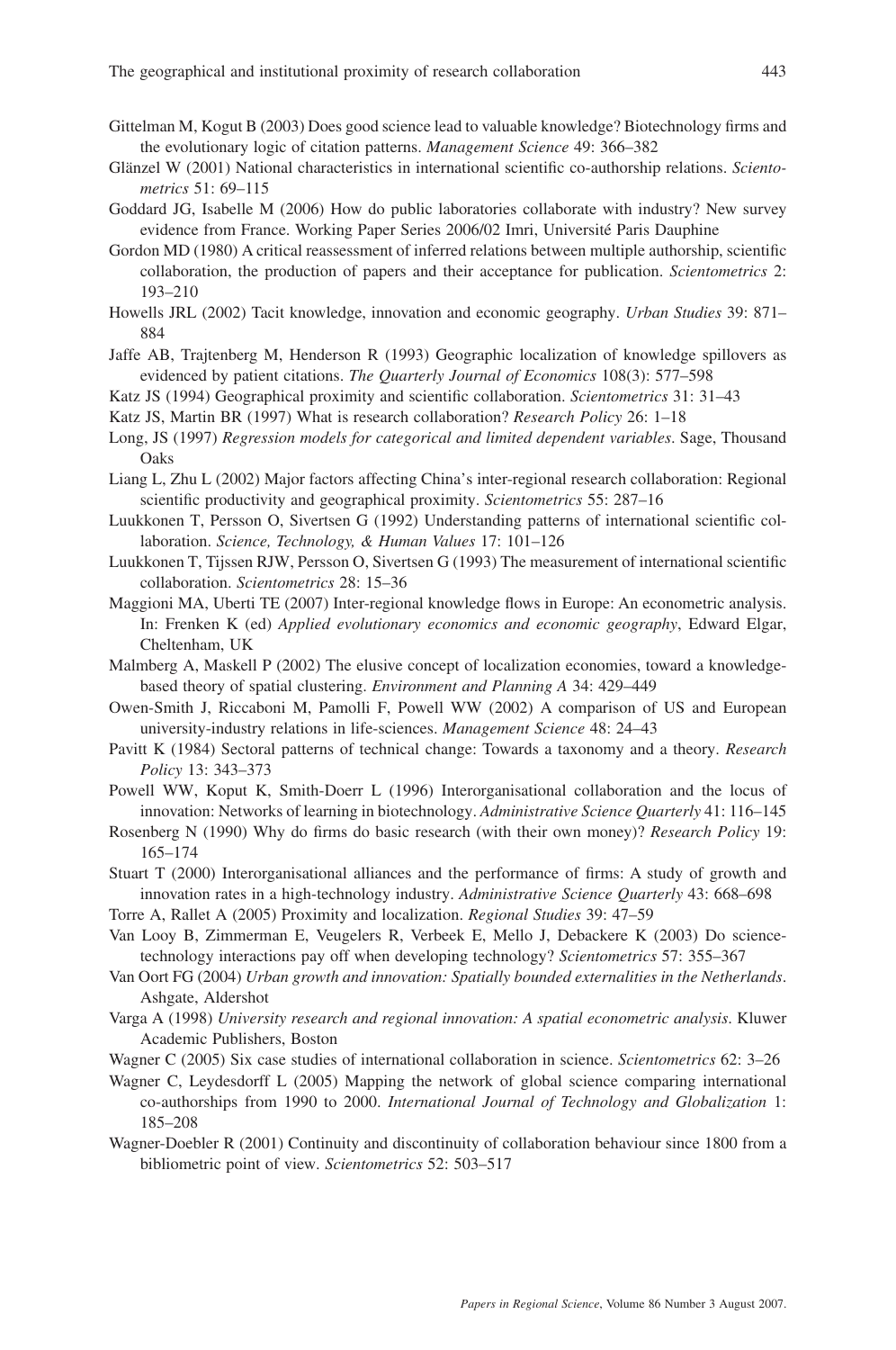Gittelman M, Kogut B (2003) Does good science lead to valuable knowledge? Biotechnology firms and the evolutionary logic of citation patterns. *Management Science* 49: 366–382

Glänzel W (2001) National characteristics in international scientific co-authorship relations. *Scientometrics* 51: 69–115

Goddard JG, Isabelle M (2006) How do public laboratories collaborate with industry? New survey evidence from France. Working Paper Series 2006/02 Imri, Université Paris Dauphine

Gordon MD (1980) A critical reassessment of inferred relations between multiple authorship, scientific collaboration, the production of papers and their acceptance for publication. *Scientometrics* 2: 193–210

Howells JRL (2002) Tacit knowledge, innovation and economic geography. *Urban Studies* 39: 871–884

Jaffe AB, Trajtenberg M, Henderson R (1993) Geographic localization of knowledge spillovers as evidenced by patient citations. *The Quarterly Journal of Economics* 108(3): 577–598

Katz JS (1994) Geographical proximity and scientific collaboration. *Scientometrics* 31: 31–43

Katz JS, Martin BR (1997) What is research collaboration? *Research Policy* 26: 1–18

Long, JS (1997) *Regression models for categorical and limited dependent variables*. Sage, Thousand Oaks

Liang L, Zhu L (2002) Major factors affecting China's inter-regional research collaboration: Regional scientific productivity and geographical proximity. *Scientometrics* 55: 287–16

Luukkonen T, Persson O, Sivertsen G (1992) Understanding patterns of international scientific collaboration. *Science, Technology, & Human Values* 17: 101–126

Luukkonen T, Tijssen RJW, Persson O, Sivertsen G (1993) The measurement of international scientific collaboration. *Scientometrics* 28: 15–36

Maggioni MA, Uberti TE (2007) Inter-regional knowledge flows in Europe: An econometric analysis. In: Frenken K (ed) *Applied evolutionary economics and economic geography*, Edward Elgar, Cheltenham, UK

Malmberg A, Maskell P (2002) The elusive concept of localization economies, toward a knowledge-based theory of spatial clustering. *Environment and Planning A* 34: 429–449

Owen-Smith J, Riccaboni M, Pamolli F, Powell WW (2002) A comparison of US and European university-industry relations in life-sciences. *Management Science* 48: 24–43

Pavitt K (1984) Sectoral patterns of technical change: Towards a taxonomy and a theory. *Research Policy* 13: 343–373

Powell WW, Koput K, Smith-Doerr L (1996) Interorganisational collaboration and the locus of innovation: Networks of learning in biotechnology. *Administrative Science Quarterly* 41: 116–145

Rosenberg N (1990) Why do firms do basic research (with their own money)? *Research Policy* 19: 165–174

Stuart T (2000) Interorganisational alliances and the performance of firms: A study of growth and innovation rates in a high-technology industry. *Administrative Science Quarterly* 43: 668–698

Torre A, Rallet A (2005) Proximity and localization. *Regional Studies* 39: 47–59

Van Looy B, Zimmerman E, Veugelers R, Verbeek E, Mello J, Debackere K (2003) Do science-technology interactions pay off when developing technology? *Scientometrics* 57: 355–367

Van Oort FG (2004) *Urban growth and innovation: Spatially bounded externalities in the Netherlands*. Ashgate, Aldershot

Varga A (1998) *University research and regional innovation: A spatial econometric analysis*. Kluwer Academic Publishers, Boston

Wagner C (2005) Six case studies of international collaboration in science. *Scientometrics* 62: 3–26

Wagner C, Leydesdorff L (2005) Mapping the network of global science comparing international co-authorships from 1990 to 2000. *International Journal of Technology and Globalization* 1: 185–208

Wagner-Doebler R (2001) Continuity and discontinuity of collaboration behaviour since 1800 from a bibliometric point of view. *Scientometrics* 52: 503–517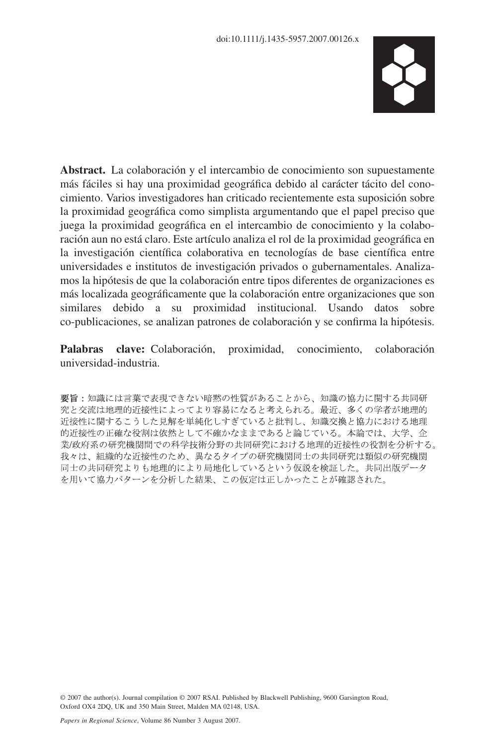doi:10.1111/j.1435-5957.2007.00126.x

**Abstract.** La colaboración y el intercambio de conocimiento son supuestamente más fáciles si hay una proximidad geográfica debido al carácter tácito del conocimiento. Varios investigadores han criticado recientemente esta suposición sobre la proximidad geográfica como simplista argumentando que el papel preciso que juega la proximidad geográfica en el intercambio de conocimiento y la colaboración aun no está claro. Este artículo analiza el rol de la proximidad geográfica en la investigación científica colaborativa en tecnologías de base científica entre universidades e institutos de investigación privados o gubernamentales. Analizamos la hipótesis de que la colaboración entre tipos diferentes de organizaciones es más localizada geográficamente que la colaboración entre organizaciones que son similares debido a su proximidad institucional. Usando datos sobre co-publicaciones, se analizan patrones de colaboración y se confirma la hipótesis.

**Palabras clave:** Colaboración, proximidad, conocimiento, colaboración universidad-industria.

**要旨：**知識には言葉で表現できない暗黙の性質があることから、知識の協力に関する共同研究と交流は地理的近接性によってより容易になると考えられる。最近、多くの学者が地理的近接性に関するこうした見解を単純化しすぎていると批判し、知識交換と協力における地理的近接性の正確な役割は依然として不確かなままであると論じている。本論では、大学、企業/政府系の研究機関間での科学技術分野の共同研究における地理的近接性の役割を分析する。我々は、組織的な近接性のため、異なるタイプの研究機関同士の共同研究は類似の研究機関同士の共同研究よりも地理的により局地化しているという仮説を検証した。共同出版データを用いて協力パターンを分析した結果、この仮定は正しかったことが確認された。

© 2007 the author(s). Journal compilation © 2007 RSAI. Published by Blackwell Publishing, 9600 Garsington Road, Oxford OX4 2DQ, UK and 350 Main Street, Malden MA 02148, USA.

*Papers in Regional Science*, Volume 86 Number 3 August 2007.